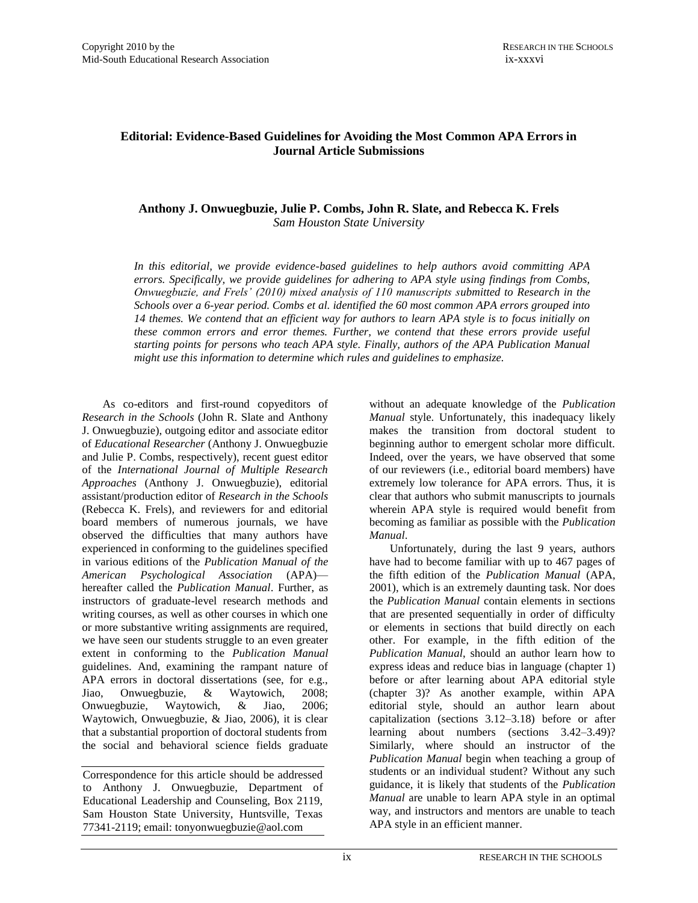# Editorial: Evidence-Based Guidelines for Avoiding the Most Common APA Errors in Journal Article Submissions

**Anthony J. Onwuegbuzie, Julie P. Combs, John R. Slate, and Rebecca K. Frels**
*Sam Houston State University*

*In this editorial, we provide evidence-based guidelines to help authors avoid committing APA errors. Specifically, we provide guidelines for adhering to APA style using findings from Combs, Onwuegbuzie, and Frels' (2010) mixed analysis of 110 manuscripts submitted to Research in the Schools over a 6-year period. Combs et al. identified the 60 most common APA errors grouped into 14 themes. We contend that an efficient way for authors to learn APA style is to focus initially on these common errors and error themes. Further, we contend that these errors provide useful starting points for persons who teach APA style. Finally, authors of the APA Publication Manual might use this information to determine which rules and guidelines to emphasize.*

As co-editors and first-round copyeditors of *Research in the Schools* (John R. Slate and Anthony J. Onwuegbuzie), outgoing editor and associate editor of *Educational Researcher* (Anthony J. Onwuegbuzie and Julie P. Combs, respectively), recent guest editor of the *International Journal of Multiple Research Approaches* (Anthony J. Onwuegbuzie), editorial assistant/production editor of *Research in the Schools* (Rebecca K. Frels), and reviewers for and editorial board members of numerous journals, we have observed the difficulties that many authors have experienced in conforming to the guidelines specified in various editions of the *Publication Manual of the American Psychological Association* (APA)—hereafter called the *Publication Manual*. Further, as instructors of graduate-level research methods and writing courses, as well as other courses in which one or more substantive writing assignments are required, we have seen our students struggle to an even greater extent in conforming to the *Publication Manual* guidelines. And, examining the rampant nature of APA errors in doctoral dissertations (see, for e.g., Jiao, Onwuegbuzie, & Waytowich, 2008; Onwuegbuzie, Waytowich, & Jiao, 2006; Waytowich, Onwuegbuzie, & Jiao, 2006), it is clear that a substantial proportion of doctoral students from the social and behavioral science fields graduate without an adequate knowledge of the *Publication Manual* style. Unfortunately, this inadequacy likely makes the transition from doctoral student to beginning author to emergent scholar more difficult. Indeed, over the years, we have observed that some of our reviewers (i.e., editorial board members) have extremely low tolerance for APA errors. Thus, it is clear that authors who submit manuscripts to journals wherein APA style is required would benefit from becoming as familiar as possible with the *Publication Manual*.

Unfortunately, during the last 9 years, authors have had to become familiar with up to 467 pages of the fifth edition of the *Publication Manual* (APA, 2001), which is an extremely daunting task. Nor does the *Publication Manual* contain elements in sections that are presented sequentially in order of difficulty or elements in sections that build directly on each other. For example, in the fifth edition of the *Publication Manual*, should an author learn how to express ideas and reduce bias in language (chapter 1) before or after learning about APA editorial style (chapter 3)? As another example, within APA editorial style, should an author learn about capitalization (sections 3.12–3.18) before or after learning about numbers (sections 3.42–3.49)? Similarly, where should an instructor of the *Publication Manual* begin when teaching a group of students or an individual student? Without any such guidance, it is likely that students of the *Publication Manual* are unable to learn APA style in an optimal way, and instructors and mentors are unable to teach APA style in an efficient manner.

Correspondence for this article should be addressed to Anthony J. Onwuegbuzie, Department of Educational Leadership and Counseling, Box 2119, Sam Houston State University, Huntsville, Texas 77341-2119; email: tonyonwuegbuzie@aol.com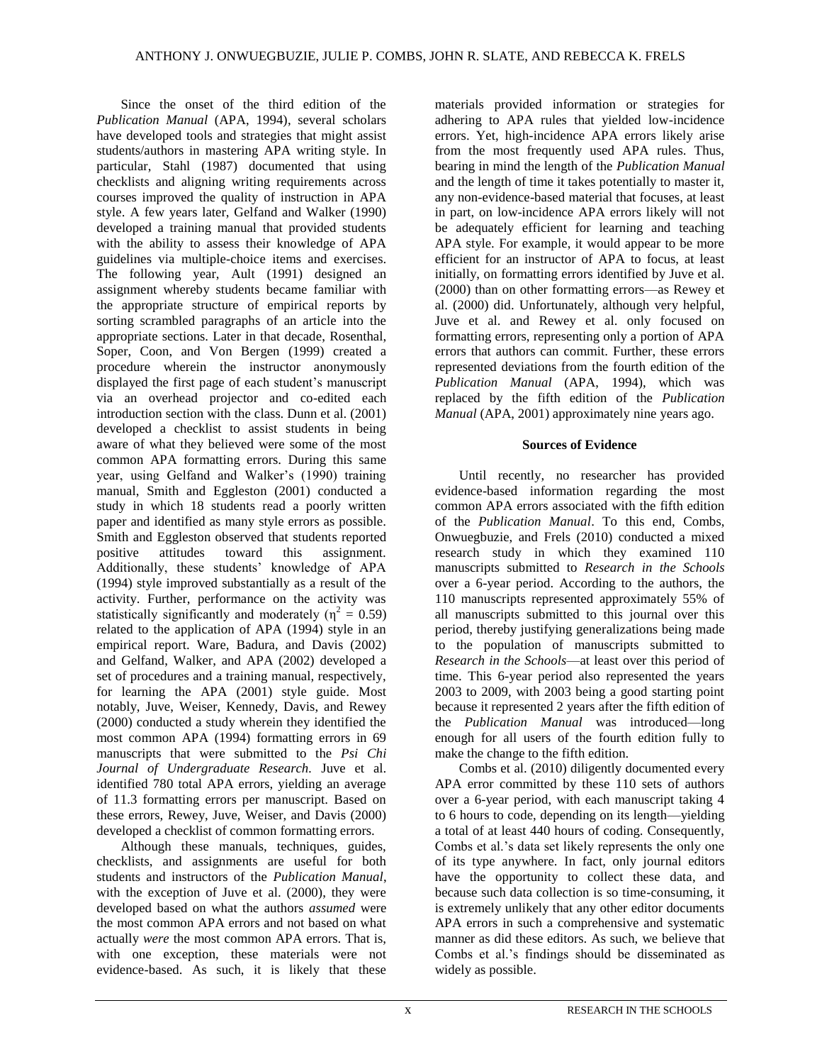Since the onset of the third edition of the *Publication Manual* (APA, 1994), several scholars have developed tools and strategies that might assist students/authors in mastering APA writing style. In particular, Stahl (1987) documented that using checklists and aligning writing requirements across courses improved the quality of instruction in APA style. A few years later, Gelfand and Walker (1990) developed a training manual that provided students with the ability to assess their knowledge of APA guidelines via multiple-choice items and exercises. The following year, Ault (1991) designed an assignment whereby students became familiar with the appropriate structure of empirical reports by sorting scrambled paragraphs of an article into the appropriate sections. Later in that decade, Rosenthal, Soper, Coon, and Von Bergen (1999) created a procedure wherein the instructor anonymously displayed the first page of each student's manuscript via an overhead projector and co-edited each introduction section with the class. Dunn et al. (2001) developed a checklist to assist students in being aware of what they believed were some of the most common APA formatting errors. During this same year, using Gelfand and Walker's (1990) training manual, Smith and Eggleston (2001) conducted a study in which 18 students read a poorly written paper and identified as many style errors as possible. Smith and Eggleston observed that students reported positive attitudes toward this assignment. Additionally, these students' knowledge of APA (1994) style improved substantially as a result of the activity. Further, performance on the activity was statistically significantly and moderately ($\eta^2 = 0.59$) related to the application of APA (1994) style in an empirical report. Ware, Badura, and Davis (2002) and Gelfand, Walker, and APA (2002) developed a set of procedures and a training manual, respectively, for learning the APA (2001) style guide. Most notably, Juve, Weiser, Kennedy, Davis, and Rewey (2000) conducted a study wherein they identified the most common APA (1994) formatting errors in 69 manuscripts that were submitted to the *Psi Chi Journal of Undergraduate Research*. Juve et al. identified 780 total APA errors, yielding an average of 11.3 formatting errors per manuscript. Based on these errors, Rewey, Juve, Weiser, and Davis (2000) developed a checklist of common formatting errors.

Although these manuals, techniques, guides, checklists, and assignments are useful for both students and instructors of the *Publication Manual*, with the exception of Juve et al. (2000), they were developed based on what the authors *assumed* were the most common APA errors and not based on what actually *were* the most common APA errors. That is, with one exception, these materials were not evidence-based. As such, it is likely that these materials provided information or strategies for adhering to APA rules that yielded low-incidence errors. Yet, high-incidence APA errors likely arise from the most frequently used APA rules. Thus, bearing in mind the length of the *Publication Manual* and the length of time it takes potentially to master it, any non-evidence-based material that focuses, at least in part, on low-incidence APA errors likely will not be adequately efficient for learning and teaching APA style. For example, it would appear to be more efficient for an instructor of APA to focus, at least initially, on formatting errors identified by Juve et al. (2000) than on other formatting errors—as Rewey et al. (2000) did. Unfortunately, although very helpful, Juve et al. and Rewey et al. only focused on formatting errors, representing only a portion of APA errors that authors can commit. Further, these errors represented deviations from the fourth edition of the *Publication Manual* (APA, 1994), which was replaced by the fifth edition of the *Publication Manual* (APA, 2001) approximately nine years ago.

### Sources of Evidence

Until recently, no researcher has provided evidence-based information regarding the most common APA errors associated with the fifth edition of the *Publication Manual*. To this end, Combs, Onwuegbuzie, and Frels (2010) conducted a mixed research study in which they examined 110 manuscripts submitted to *Research in the Schools* over a 6-year period. According to the authors, the 110 manuscripts represented approximately 55% of all manuscripts submitted to this journal over this period, thereby justifying generalizations being made to the population of manuscripts submitted to *Research in the Schools*—at least over this period of time. This 6-year period also represented the years 2003 to 2009, with 2003 being a good starting point because it represented 2 years after the fifth edition of the *Publication Manual* was introduced—long enough for all users of the fourth edition fully to make the change to the fifth edition.

Combs et al. (2010) diligently documented every APA error committed by these 110 sets of authors over a 6-year period, with each manuscript taking 4 to 6 hours to code, depending on its length—yielding a total of at least 440 hours of coding. Consequently, Combs et al.'s data set likely represents the only one of its type anywhere. In fact, only journal editors have the opportunity to collect these data, and because such data collection is so time-consuming, it is extremely unlikely that any other editor documents APA errors in such a comprehensive and systematic manner as did these editors. As such, we believe that Combs et al.'s findings should be disseminated as widely as possible.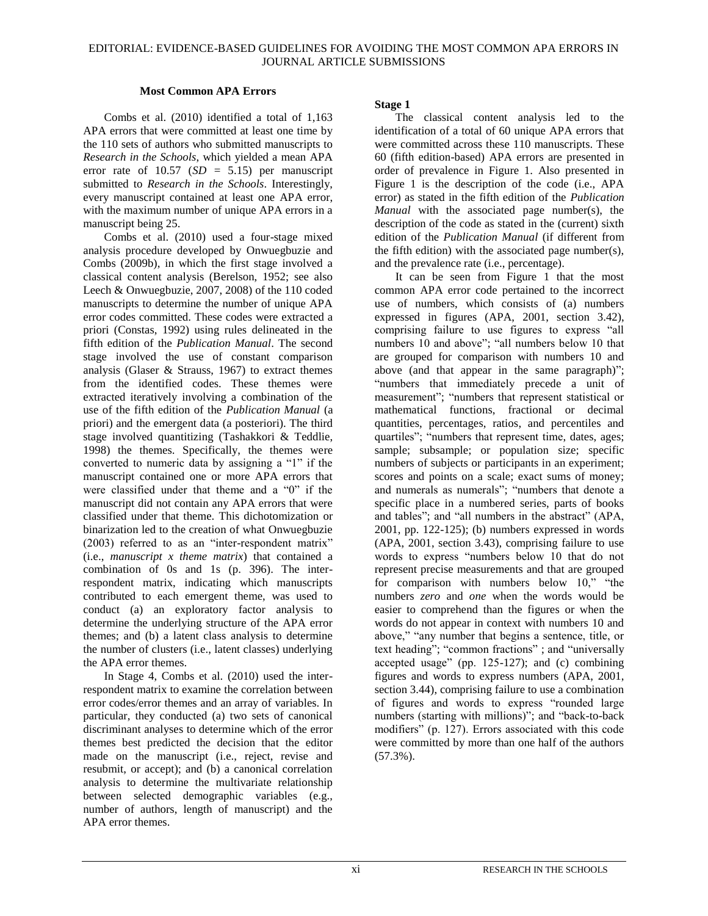## Most Common APA Errors

Combs et al. (2010) identified a total of 1,163 APA errors that were committed at least one time by the 110 sets of authors who submitted manuscripts to *Research in the Schools*, which yielded a mean APA error rate of 10.57 (*SD* = 5.15) per manuscript submitted to *Research in the Schools*. Interestingly, every manuscript contained at least one APA error, with the maximum number of unique APA errors in a manuscript being 25.

Combs et al. (2010) used a four-stage mixed analysis procedure developed by Onwuegbuzie and Combs (2009b), in which the first stage involved a classical content analysis (Berelson, 1952; see also Leech & Onwuegbuzie, 2007, 2008) of the 110 coded manuscripts to determine the number of unique APA error codes committed. These codes were extracted a priori (Constas, 1992) using rules delineated in the fifth edition of the *Publication Manual*. The second stage involved the use of constant comparison analysis (Glaser & Strauss, 1967) to extract themes from the identified codes. These themes were extracted iteratively involving a combination of the use of the fifth edition of the *Publication Manual* (a priori) and the emergent data (a posteriori). The third stage involved quantitizing (Tashakkori & Teddlie, 1998) the themes. Specifically, the themes were converted to numeric data by assigning a "1" if the manuscript contained one or more APA errors that were classified under that theme and a "0" if the manuscript did not contain any APA errors that were classified under that theme. This dichotomization or binarization led to the creation of what Onwuegbuzie (2003) referred to as an "inter-respondent matrix" (i.e., *manuscript x theme matrix*) that contained a combination of 0s and 1s (p. 396). The inter-respondent matrix, indicating which manuscripts contributed to each emergent theme, was used to conduct (a) an exploratory factor analysis to determine the underlying structure of the APA error themes; and (b) a latent class analysis to determine the number of clusters (i.e., latent classes) underlying the APA error themes.

In Stage 4, Combs et al. (2010) used the inter-respondent matrix to examine the correlation between error codes/error themes and an array of variables. In particular, they conducted (a) two sets of canonical discriminant analyses to determine which of the error themes best predicted the decision that the editor made on the manuscript (i.e., reject, revise and resubmit, or accept); and (b) a canonical correlation analysis to determine the multivariate relationship between selected demographic variables (e.g., number of authors, length of manuscript) and the APA error themes.

### Stage 1

The classical content analysis led to the identification of a total of 60 unique APA errors that were committed across these 110 manuscripts. These 60 (fifth edition-based) APA errors are presented in order of prevalence in Figure 1. Also presented in Figure 1 is the description of the code (i.e., APA error) as stated in the fifth edition of the *Publication Manual* with the associated page number(s), the description of the code as stated in the (current) sixth edition of the *Publication Manual* (if different from the fifth edition) with the associated page number(s), and the prevalence rate (i.e., percentage).

It can be seen from Figure 1 that the most common APA error code pertained to the incorrect use of numbers, which consists of (a) numbers expressed in figures (APA, 2001, section 3.42), comprising failure to use figures to express "all numbers 10 and above"; "all numbers below 10 that are grouped for comparison with numbers 10 and above (and that appear in the same paragraph)"; "numbers that immediately precede a unit of measurement"; "numbers that represent statistical or mathematical functions, fractional or decimal quantities, percentages, ratios, and percentiles and quartiles"; "numbers that represent time, dates, ages; sample; subsample; or population size; specific numbers of subjects or participants in an experiment; scores and points on a scale; exact sums of money; and numerals as numerals"; "numbers that denote a specific place in a numbered series, parts of books and tables"; and "all numbers in the abstract" (APA, 2001, pp. 122-125); (b) numbers expressed in words (APA, 2001, section 3.43), comprising failure to use words to express "numbers below 10 that do not represent precise measurements and that are grouped for comparison with numbers below 10," "the numbers *zero* and *one* when the words would be easier to comprehend than the figures or when the words do not appear in context with numbers 10 and above," "any number that begins a sentence, title, or text heading"; "common fractions" ; and "universally accepted usage" (pp. 125-127); and (c) combining figures and words to express numbers (APA, 2001, section 3.44), comprising failure to use a combination of figures and words to express "rounded large numbers (starting with millions)"; and "back-to-back modifiers" (p. 127). Errors associated with this code were committed by more than one half of the authors (57.3%).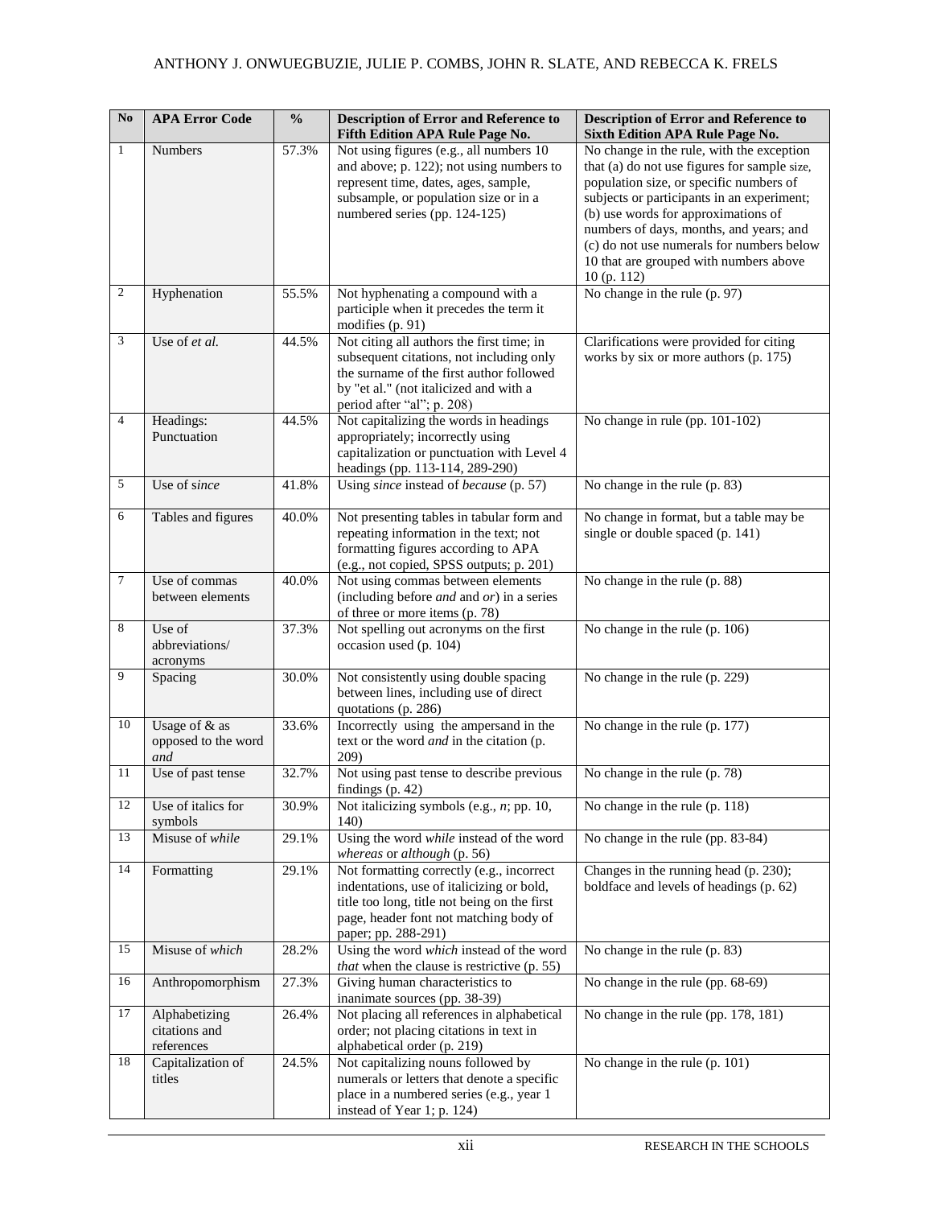| No | APA Error Code | % | Description of Error and Reference to Fifth Edition APA Rule Page No. | Description of Error and Reference to Sixth Edition APA Rule Page No. |
|---|---|---|---|---|
| 1 | Numbers | 57.3% | Not using figures (e.g., all numbers 10 and above; p. 122); not using numbers to represent time, dates, ages, sample, subsample, or population size or in a numbered series (pp. 124-125) | No change in the rule, with the exception that (a) do not use figures for sample size, population size, or specific numbers of subjects or participants in an experiment; (b) use words for approximations of numbers of days, months, and years; and (c) do not use numerals for numbers below 10 that are grouped with numbers above 10 (p. 112) |
| 2 | Hyphenation | 55.5% | Not hyphenating a compound with a participle when it precedes the term it modifies (p. 91) | No change in the rule (p. 97) |
| 3 | Use of *et al.* | 44.5% | Not citing all authors the first time; in subsequent citations, not including only the surname of the first author followed by "et al." (not italicized and with a period after "al"; p. 208) | Clarifications were provided for citing works by six or more authors (p. 175) |
| 4 | Headings: Punctuation | 44.5% | Not capitalizing the words in headings appropriately; incorrectly using capitalization or punctuation with Level 4 headings (pp. 113-114, 289-290) | No change in rule (pp. 101-102) |
| 5 | Use of *since* | 41.8% | Using *since* instead of *because* (p. 57) | No change in the rule (p. 83) |
| 6 | Tables and figures | 40.0% | Not presenting tables in tabular form and repeating information in the text; not formatting figures according to APA (e.g., not copied, SPSS outputs; p. 201) | No change in format, but a table may be single or double spaced (p. 141) |
| 7 | Use of commas between elements | 40.0% | Not using commas between elements (including before *and* and *or*) in a series of three or more items (p. 78) | No change in the rule (p. 88) |
| 8 | Use of abbreviations/ acronyms | 37.3% | Not spelling out acronyms on the first occasion used (p. 104) | No change in the rule (p. 106) |
| 9 | Spacing | 30.0% | Not consistently using double spacing between lines, including use of direct quotations (p. 286) | No change in the rule (p. 229) |
| 10 | Usage of & as opposed to the word *and* | 33.6% | Incorrectly using the ampersand in the text or the word *and* in the citation (p. 209) | No change in the rule (p. 177) |
| 11 | Use of past tense | 32.7% | Not using past tense to describe previous findings (p. 42) | No change in the rule (p. 78) |
| 12 | Use of italics for symbols | 30.9% | Not italicizing symbols (e.g., *n*; pp. 10, 140) | No change in the rule (p. 118) |
| 13 | Misuse of *while* | 29.1% | Using the word *while* instead of the word *whereas* or *although* (p. 56) | No change in the rule (pp. 83-84) |
| 14 | Formatting | 29.1% | Not formatting correctly (e.g., incorrect indentations, use of italicizing or bold, title too long, title not being on the first page, header font not matching body of paper; pp. 288-291) | Changes in the running head (p. 230); boldface and levels of headings (p. 62) |
| 15 | Misuse of *which* | 28.2% | Using the word *which* instead of the word *that* when the clause is restrictive (p. 55) | No change in the rule (p. 83) |
| 16 | Anthropomorphism | 27.3% | Giving human characteristics to inanimate sources (pp. 38-39) | No change in the rule (pp. 68-69) |
| 17 | Alphabetizing citations and references | 26.4% | Not placing all references in alphabetical order; not placing citations in text in alphabetical order (p. 219) | No change in the rule (pp. 178, 181) |
| 18 | Capitalization of titles | 24.5% | Not capitalizing nouns followed by numerals or letters that denote a specific place in a numbered series (e.g., year 1 instead of Year 1; p. 124) | No change in the rule (p. 101) |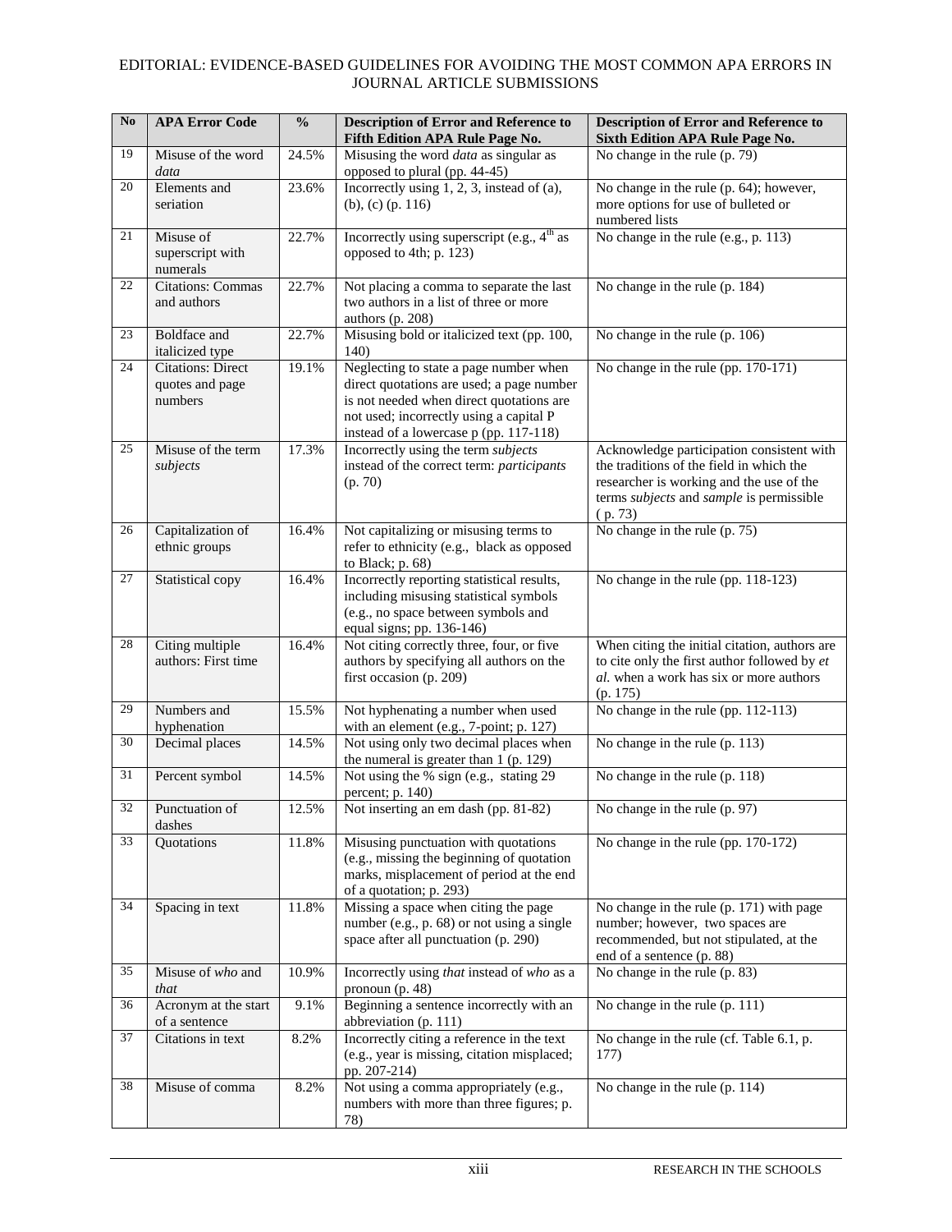| No | APA Error Code | % | Description of Error and Reference to Fifth Edition APA Rule Page No. | Description of Error and Reference to Sixth Edition APA Rule Page No. |
|---|---|---|---|---|
| 19 | Misuse of the word *data* | 24.5% | Misusing the word *data* as singular as opposed to plural (pp. 44-45) | No change in the rule (p. 79) |
| 20 | Elements and seriation | 23.6% | Incorrectly using 1, 2, 3, instead of (a), (b), (c) (p. 116) | No change in the rule (p. 64); however, more options for use of bulleted or numbered lists |
| 21 | Misuse of superscript with numerals | 22.7% | Incorrectly using superscript (e.g., 4$^{th}$ as opposed to 4th; p. 123) | No change in the rule (e.g., p. 113) |
| 22 | Citations: Commas and authors | 22.7% | Not placing a comma to separate the last two authors in a list of three or more authors (p. 208) | No change in the rule (p. 184) |
| 23 | Boldface and italicized type | 22.7% | Misusing bold or italicized text (pp. 100, 140) | No change in the rule (p. 106) |
| 24 | Citations: Direct quotes and page numbers | 19.1% | Neglecting to state a page number when direct quotations are used; a page number is not needed when direct quotations are not used; incorrectly using a capital P instead of a lowercase p (pp. 117-118) | No change in the rule (pp. 170-171) |
| 25 | Misuse of the term *subjects* | 17.3% | Incorrectly using the term *subjects* instead of the correct term: *participants* (p. 70) | Acknowledge participation consistent with the traditions of the field in which the researcher is working and the use of the terms *subjects* and *sample* is permissible ( p. 73) |
| 26 | Capitalization of ethnic groups | 16.4% | Not capitalizing or misusing terms to refer to ethnicity (e.g., black as opposed to Black; p. 68) | No change in the rule (p. 75) |
| 27 | Statistical copy | 16.4% | Incorrectly reporting statistical results, including misusing statistical symbols (e.g., no space between symbols and equal signs; pp. 136-146) | No change in the rule (pp. 118-123) |
| 28 | Citing multiple authors: First time | 16.4% | Not citing correctly three, four, or five authors by specifying all authors on the first occasion (p. 209) | When citing the initial citation, authors are to cite only the first author followed by *et al.* when a work has six or more authors (p. 175) |
| 29 | Numbers and hyphenation | 15.5% | Not hyphenating a number when used with an element (e.g., 7-point; p. 127) | No change in the rule (pp. 112-113) |
| 30 | Decimal places | 14.5% | Not using only two decimal places when the numeral is greater than 1 (p. 129) | No change in the rule (p. 113) |
| 31 | Percent symbol | 14.5% | Not using the % sign (e.g., stating 29 percent; p. 140) | No change in the rule (p. 118) |
| 32 | Punctuation of dashes | 12.5% | Not inserting an em dash (pp. 81-82) | No change in the rule (p. 97) |
| 33 | Quotations | 11.8% | Misusing punctuation with quotations (e.g., missing the beginning of quotation marks, misplacement of period at the end of a quotation; p. 293) | No change in the rule (pp. 170-172) |
| 34 | Spacing in text | 11.8% | Missing a space when citing the page number (e.g., p. 68) or not using a single space after all punctuation (p. 290) | No change in the rule (p. 171) with page number; however, two spaces are recommended, but not stipulated, at the end of a sentence (p. 88) |
| 35 | Misuse of *who* and *that* | 10.9% | Incorrectly using *that* instead of *who* as a pronoun (p. 48) | No change in the rule (p. 83) |
| 36 | Acronym at the start of a sentence | 9.1% | Beginning a sentence incorrectly with an abbreviation (p. 111) | No change in the rule (p. 111) |
| 37 | Citations in text | 8.2% | Incorrectly citing a reference in the text (e.g., year is missing, citation misplaced; pp. 207-214) | No change in the rule (cf. Table 6.1, p. 177) |
| 38 | Misuse of comma | 8.2% | Not using a comma appropriately (e.g., numbers with more than three figures; p. 78) | No change in the rule (p. 114) |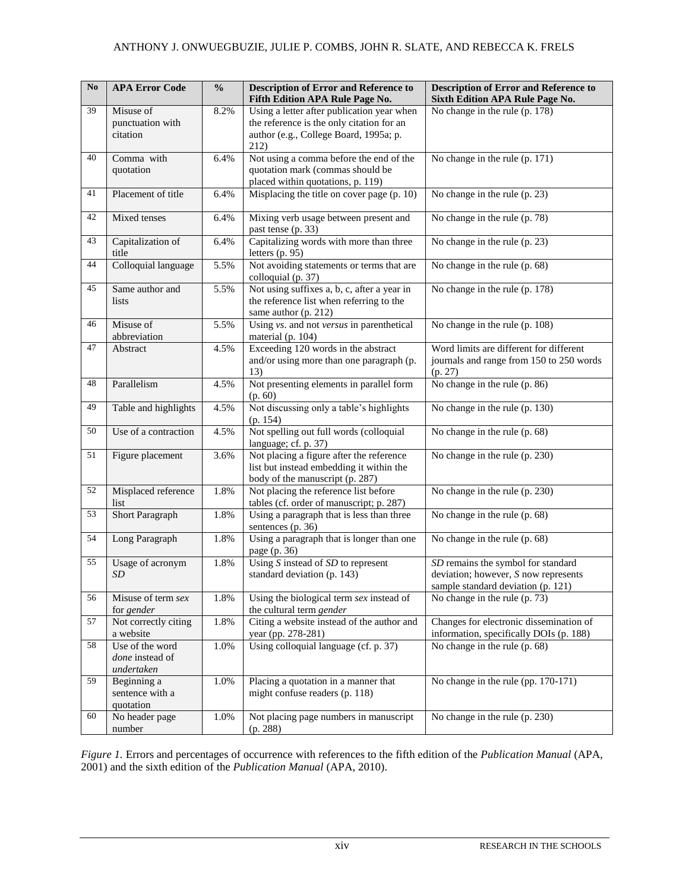| No | APA Error Code | % | Description of Error and Reference to Fifth Edition APA Rule Page No. | Description of Error and Reference to Sixth Edition APA Rule Page No. |
|---|---|---|---|---|
| 39 | Misuse of punctuation with citation | 8.2% | Using a letter after publication year when the reference is the only citation for an author (e.g., College Board, 1995a; p. 212) | No change in the rule (p. 178) |
| 40 | Comma with quotation | 6.4% | Not using a comma before the end of the quotation mark (commas should be placed within quotations, p. 119) | No change in the rule (p. 171) |
| 41 | Placement of title | 6.4% | Misplacing the title on cover page (p. 10) | No change in the rule (p. 23) |
| 42 | Mixed tenses | 6.4% | Mixing verb usage between present and past tense (p. 33) | No change in the rule (p. 78) |
| 43 | Capitalization of title | 6.4% | Capitalizing words with more than three letters (p. 95) | No change in the rule (p. 23) |
| 44 | Colloquial language | 5.5% | Not avoiding statements or terms that are colloquial (p. 37) | No change in the rule (p. 68) |
| 45 | Same author and lists | 5.5% | Not using suffixes a, b, c, after a year in the reference list when referring to the same author (p. 212) | No change in the rule (p. 178) |
| 46 | Misuse of abbreviation | 5.5% | Using *vs*. and not *versus* in parenthetical material (p. 104) | No change in the rule (p. 108) |
| 47 | Abstract | 4.5% | Exceeding 120 words in the abstract and/or using more than one paragraph (p. 13) | Word limits are different for different journals and range from 150 to 250 words (p. 27) |
| 48 | Parallelism | 4.5% | Not presenting elements in parallel form (p. 60) | No change in the rule (p. 86) |
| 49 | Table and highlights | 4.5% | Not discussing only a table's highlights (p. 154) | No change in the rule (p. 130) |
| 50 | Use of a contraction | 4.5% | Not spelling out full words (colloquial language; cf. p. 37) | No change in the rule (p. 68) |
| 51 | Figure placement | 3.6% | Not placing a figure after the reference list but instead embedding it within the body of the manuscript (p. 287) | No change in the rule (p. 230) |
| 52 | Misplaced reference list | 1.8% | Not placing the reference list before tables (cf. order of manuscript; p. 287) | No change in the rule (p. 230) |
| 53 | Short Paragraph | 1.8% | Using a paragraph that is less than three sentences (p. 36) | No change in the rule (p. 68) |
| 54 | Long Paragraph | 1.8% | Using a paragraph that is longer than one page (p. 36) | No change in the rule (p. 68) |
| 55 | Usage of acronym *SD* | 1.8% | Using *S* instead of *SD* to represent standard deviation (p. 143) | *SD* remains the symbol for standard deviation; however, *S* now represents sample standard deviation (p. 121) |
| 56 | Misuse of term *sex* for *gender* | 1.8% | Using the biological term *sex* instead of the cultural term *gender* | No change in the rule (p. 73) |
| 57 | Not correctly citing a website | 1.8% | Citing a website instead of the author and year (pp. 278-281) | Changes for electronic dissemination of information, specifically DOIs (p. 188) |
| 58 | Use of the word *done* instead of *undertaken* | 1.0% | Using colloquial language (cf. p. 37) | No change in the rule (p. 68) |
| 59 | Beginning a sentence with a quotation | 1.0% | Placing a quotation in a manner that might confuse readers (p. 118) | No change in the rule (pp. 170-171) |
| 60 | No header page number | 1.0% | Not placing page numbers in manuscript (p. 288) | No change in the rule (p. 230) |

*Figure 1.* Errors and percentages of occurrence with references to the fifth edition of the *Publication Manual* (APA, 2001) and the sixth edition of the *Publication Manual* (APA, 2010).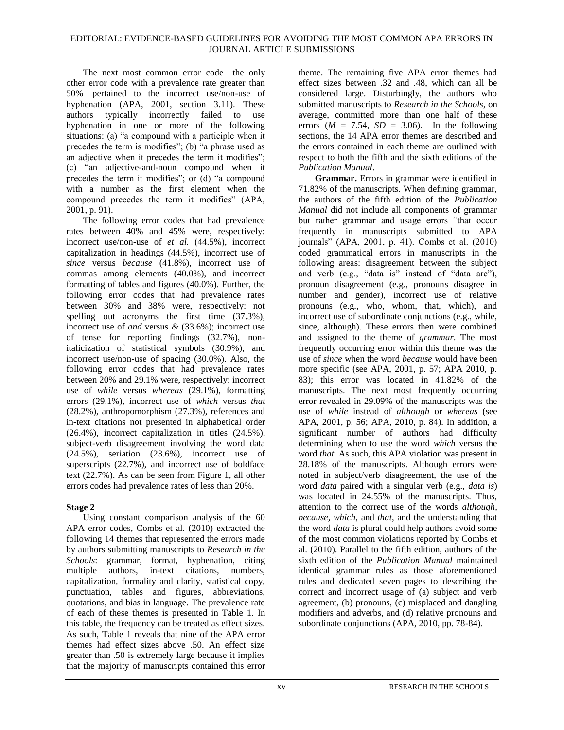The next most common error code—the only other error code with a prevalence rate greater than 50%—pertained to the incorrect use/non-use of hyphenation (APA, 2001, section 3.11). These authors typically incorrectly failed to use hyphenation in one or more of the following situations: (a) "a compound with a participle when it precedes the term is modifies"; (b) "a phrase used as an adjective when it precedes the term it modifies"; (c) "an adjective-and-noun compound when it precedes the term it modifies"; or (d) "a compound with a number as the first element when the compound precedes the term it modifies" (APA, 2001, p. 91).

The following error codes that had prevalence rates between 40% and 45% were, respectively: incorrect use/non-use of *et al.* (44.5%), incorrect capitalization in headings (44.5%), incorrect use of *since* versus *because* (41.8%), incorrect use of commas among elements (40.0%), and incorrect formatting of tables and figures (40.0%). Further, the following error codes that had prevalence rates between 30% and 38% were, respectively: not spelling out acronyms the first time (37.3%), incorrect use of *and* versus *&* (33.6%); incorrect use of tense for reporting findings (32.7%), non-italicization of statistical symbols (30.9%), and incorrect use/non-use of spacing (30.0%). Also, the following error codes that had prevalence rates between 20% and 29.1% were, respectively: incorrect use of *while* versus *whereas* (29.1%), formatting errors (29.1%), incorrect use of *which* versus *that* (28.2%), anthropomorphism (27.3%), references and in-text citations not presented in alphabetical order (26.4%), incorrect capitalization in titles (24.5%), subject-verb disagreement involving the word data (24.5%), seriation (23.6%), incorrect use of superscripts (22.7%), and incorrect use of boldface text (22.7%). As can be seen from Figure 1, all other errors codes had prevalence rates of less than 20%.

### Stage 2

Using constant comparison analysis of the 60 APA error codes, Combs et al. (2010) extracted the following 14 themes that represented the errors made by authors submitting manuscripts to *Research in the Schools*: grammar, format, hyphenation, citing multiple authors, in-text citations, numbers, capitalization, formality and clarity, statistical copy, punctuation, tables and figures, abbreviations, quotations, and bias in language. The prevalence rate of each of these themes is presented in Table 1. In this table, the frequency can be treated as effect sizes. As such, Table 1 reveals that nine of the APA error themes had effect sizes above .50. An effect size greater than .50 is extremely large because it implies that the majority of manuscripts contained this error theme. The remaining five APA error themes had effect sizes between .32 and .48, which can all be considered large. Disturbingly, the authors who submitted manuscripts to *Research in the Schools*, on average, committed more than one half of these errors ($M$ = 7.54, $SD$ = 3.06). In the following sections, the 14 APA error themes are described and the errors contained in each theme are outlined with respect to both the fifth and the sixth editions of the *Publication Manual*.

**Grammar.** Errors in grammar were identified in 71.82% of the manuscripts. When defining grammar, the authors of the fifth edition of the *Publication Manual* did not include all components of grammar but rather grammar and usage errors "that occur frequently in manuscripts submitted to APA journals" (APA, 2001, p. 41). Combs et al. (2010) coded grammatical errors in manuscripts in the following areas: disagreement between the subject and verb (e.g., "data is" instead of "data are"), pronoun disagreement (e.g., pronouns disagree in number and gender), incorrect use of relative pronouns (e.g., who, whom, that, which), and incorrect use of subordinate conjunctions (e.g., while, since, although). These errors then were combined and assigned to the theme of *grammar*. The most frequently occurring error within this theme was the use of *since* when the word *because* would have been more specific (see APA, 2001, p. 57; APA 2010, p. 83); this error was located in 41.82% of the manuscripts. The next most frequently occurring error revealed in 29.09% of the manuscripts was the use of *while* instead of *although* or *whereas* (see APA, 2001, p. 56; APA, 2010, p. 84). In addition, a significant number of authors had difficulty determining when to use the word *which* versus the word *that*. As such, this APA violation was present in 28.18% of the manuscripts. Although errors were noted in subject/verb disagreement, the use of the word *data* paired with a singular verb (e.g., *data is*) was located in 24.55% of the manuscripts. Thus, attention to the correct use of the words *although, because, which*, and *that*, and the understanding that the word *data* is plural could help authors avoid some of the most common violations reported by Combs et al. (2010). Parallel to the fifth edition, authors of the sixth edition of the *Publication Manual* maintained identical grammar rules as those aforementioned rules and dedicated seven pages to describing the correct and incorrect usage of (a) subject and verb agreement, (b) pronouns, (c) misplaced and dangling modifiers and adverbs, and (d) relative pronouns and subordinate conjunctions (APA, 2010, pp. 78-84).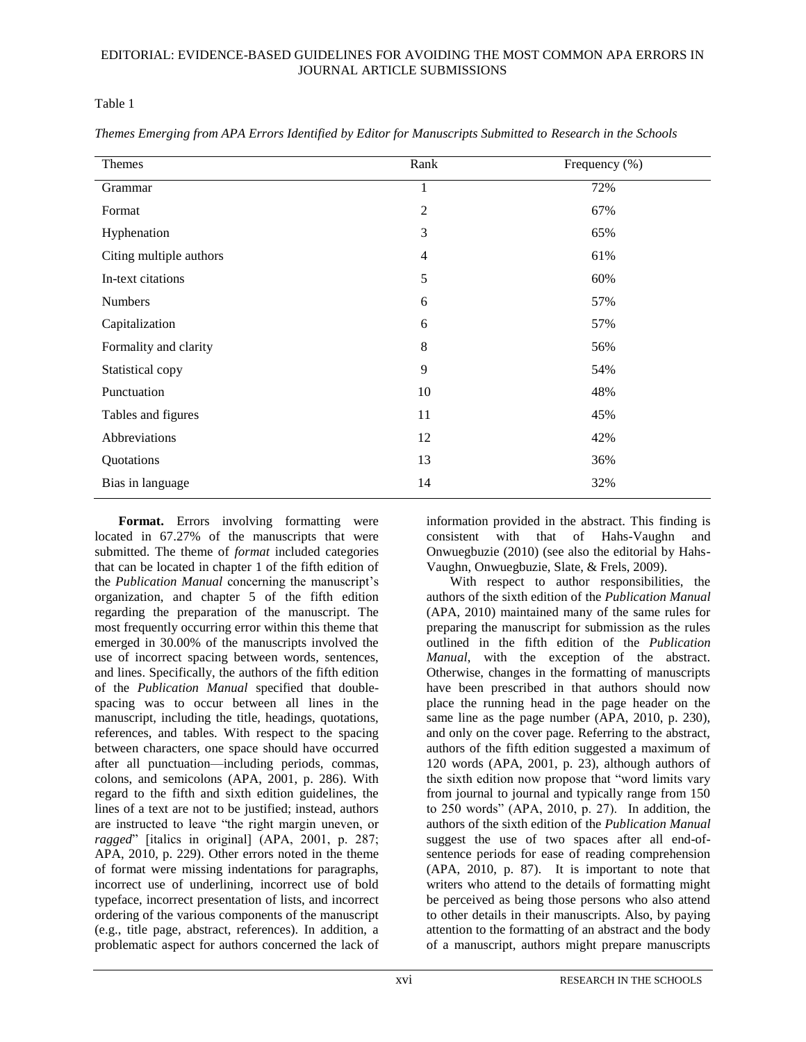Table 1

*Themes Emerging from APA Errors Identified by Editor for Manuscripts Submitted to Research in the Schools*

| Themes | Rank | Frequency (%) |
|---|---|---|
| Grammar | 1 | 72% |
| Format | 2 | 67% |
| Hyphenation | 3 | 65% |
| Citing multiple authors | 4 | 61% |
| In-text citations | 5 | 60% |
| Numbers | 6 | 57% |
| Capitalization | 6 | 57% |
| Formality and clarity | 8 | 56% |
| Statistical copy | 9 | 54% |
| Punctuation | 10 | 48% |
| Tables and figures | 11 | 45% |
| Abbreviations | 12 | 42% |
| Quotations | 13 | 36% |
| Bias in language | 14 | 32% |

**Format.** Errors involving formatting were located in 67.27% of the manuscripts that were submitted. The theme of *format* included categories that can be located in chapter 1 of the fifth edition of the *Publication Manual* concerning the manuscript's organization, and chapter 5 of the fifth edition regarding the preparation of the manuscript. The most frequently occurring error within this theme that emerged in 30.00% of the manuscripts involved the use of incorrect spacing between words, sentences, and lines. Specifically, the authors of the fifth edition of the *Publication Manual* specified that double-spacing was to occur between all lines in the manuscript, including the title, headings, quotations, references, and tables. With respect to the spacing between characters, one space should have occurred after all punctuation—including periods, commas, colons, and semicolons (APA, 2001, p. 286). With regard to the fifth and sixth edition guidelines, the lines of a text are not to be justified; instead, authors are instructed to leave "the right margin uneven, or *ragged*" [italics in original] (APA, 2001, p. 287; APA, 2010, p. 229). Other errors noted in the theme of format were missing indentations for paragraphs, incorrect use of underlining, incorrect use of bold typeface, incorrect presentation of lists, and incorrect ordering of the various components of the manuscript (e.g., title page, abstract, references). In addition, a problematic aspect for authors concerned the lack of information provided in the abstract. This finding is consistent with that of Hahs-Vaughn and Onwuegbuzie (2010) (see also the editorial by Hahs-Vaughn, Onwuegbuzie, Slate, & Frels, 2009).

With respect to author responsibilities, the authors of the sixth edition of the *Publication Manual* (APA, 2010) maintained many of the same rules for preparing the manuscript for submission as the rules outlined in the fifth edition of the *Publication Manual*, with the exception of the abstract. Otherwise, changes in the formatting of manuscripts have been prescribed in that authors should now place the running head in the page header on the same line as the page number (APA, 2010, p. 230), and only on the cover page. Referring to the abstract, authors of the fifth edition suggested a maximum of 120 words (APA, 2001, p. 23), although authors of the sixth edition now propose that "word limits vary from journal to journal and typically range from 150 to 250 words" (APA, 2010, p. 27). In addition, the authors of the sixth edition of the *Publication Manual* suggest the use of two spaces after all end-of-sentence periods for ease of reading comprehension (APA, 2010, p. 87). It is important to note that writers who attend to the details of formatting might be perceived as being those persons who also attend to other details in their manuscripts. Also, by paying attention to the formatting of an abstract and the body of a manuscript, authors might prepare manuscripts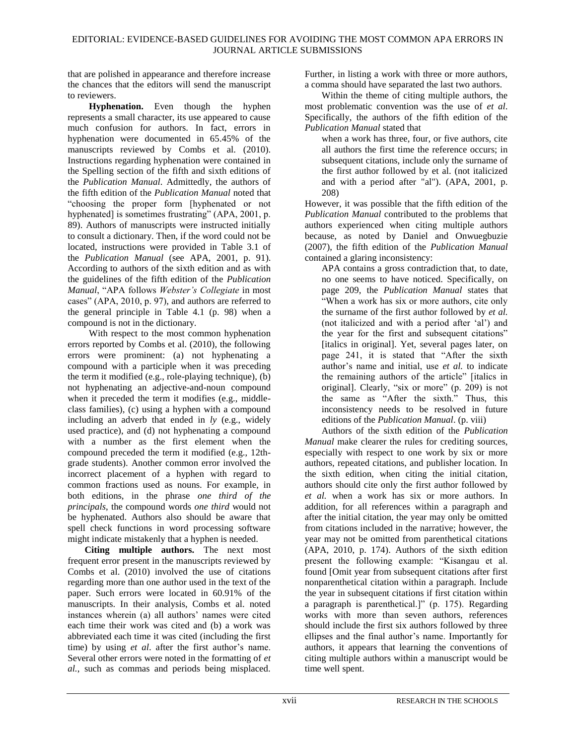that are polished in appearance and therefore increase the chances that the editors will send the manuscript to reviewers.

**Hyphenation.** Even though the hyphen represents a small character, its use appeared to cause much confusion for authors. In fact, errors in hyphenation were documented in 65.45% of the manuscripts reviewed by Combs et al. (2010). Instructions regarding hyphenation were contained in the Spelling section of the fifth and sixth editions of the *Publication Manual*. Admittedly, the authors of the fifth edition of the *Publication Manual* noted that "choosing the proper form [hyphenated or not hyphenated] is sometimes frustrating" (APA, 2001, p. 89). Authors of manuscripts were instructed initially to consult a dictionary. Then, if the word could not be located, instructions were provided in Table 3.1 of the *Publication Manual* (see APA, 2001, p. 91). According to authors of the sixth edition and as with the guidelines of the fifth edition of the *Publication Manual*, "APA follows *Webster's Collegiate* in most cases" (APA, 2010, p. 97), and authors are referred to the general principle in Table 4.1 (p. 98) when a compound is not in the dictionary.

With respect to the most common hyphenation errors reported by Combs et al. (2010), the following errors were prominent: (a) not hyphenating a compound with a participle when it was preceding the term it modified (e.g., role-playing technique), (b) not hyphenating an adjective-and-noun compound when it preceded the term it modifies (e.g., middle-class families), (c) using a hyphen with a compound including an adverb that ended in *ly* (e.g., widely used practice), and (d) not hyphenating a compound with a number as the first element when the compound preceded the term it modified (e.g., 12th-grade students). Another common error involved the incorrect placement of a hyphen with regard to common fractions used as nouns. For example, in both editions, in the phrase *one third of the principals*, the compound words *one third* would not be hyphenated. Authors also should be aware that spell check functions in word processing software might indicate mistakenly that a hyphen is needed.

**Citing multiple authors.** The next most frequent error present in the manuscripts reviewed by Combs et al. (2010) involved the use of citations regarding more than one author used in the text of the paper. Such errors were located in 60.91% of the manuscripts. In their analysis, Combs et al. noted instances wherein (a) all authors' names were cited each time their work was cited and (b) a work was abbreviated each time it was cited (including the first time) by using *et al*. after the first author's name. Several other errors were noted in the formatting of *et al.*, such as commas and periods being misplaced. Further, in listing a work with three or more authors, a comma should have separated the last two authors.

Within the theme of citing multiple authors, the most problematic convention was the use of *et al*. Specifically, the authors of the fifth edition of the *Publication Manual* stated that

> when a work has three, four, or five authors, cite all authors the first time the reference occurs; in subsequent citations, include only the surname of the first author followed by et al. (not italicized and with a period after "al"). (APA, 2001, p. 208)

However, it was possible that the fifth edition of the *Publication Manual* contributed to the problems that authors experienced when citing multiple authors because, as noted by Daniel and Onwuegbuzie (2007), the fifth edition of the *Publication Manual* contained a glaring inconsistency:

> APA contains a gross contradiction that, to date, no one seems to have noticed. Specifically, on page 209, the *Publication Manual* states that "When a work has six or more authors, cite only the surname of the first author followed by *et al.* (not italicized and with a period after 'al') and the year for the first and subsequent citations" [italics in original]. Yet, several pages later, on page 241, it is stated that "After the sixth author's name and initial, use *et al.* to indicate the remaining authors of the article" [italics in original]. Clearly, "six or more" (p. 209) is not the same as "After the sixth." Thus, this inconsistency needs to be resolved in future editions of the *Publication Manual*. (p. viii)

Authors of the sixth edition of the *Publication Manual* make clearer the rules for crediting sources, especially with respect to one work by six or more authors, repeated citations, and publisher location. In the sixth edition, when citing the initial citation, authors should cite only the first author followed by *et al.* when a work has six or more authors. In addition, for all references within a paragraph and after the initial citation, the year may only be omitted from citations included in the narrative; however, the year may not be omitted from parenthetical citations (APA, 2010, p. 174). Authors of the sixth edition present the following example: "Kisangau et al. found [Omit year from subsequent citations after first nonparenthetical citation within a paragraph. Include the year in subsequent citations if first citation within a paragraph is parenthetical.]" (p. 175). Regarding works with more than seven authors, references should include the first six authors followed by three ellipses and the final author's name. Importantly for authors, it appears that learning the conventions of citing multiple authors within a manuscript would be time well spent.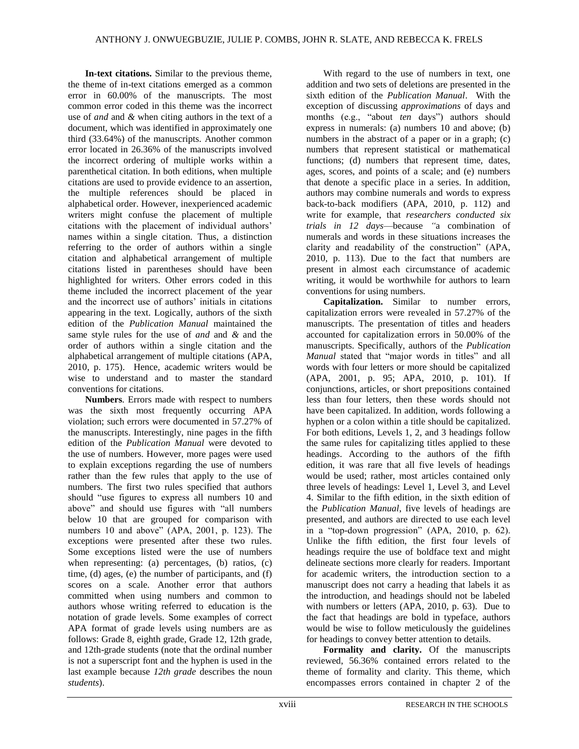**In-text citations.** Similar to the previous theme, the theme of in-text citations emerged as a common error in 60.00% of the manuscripts. The most common error coded in this theme was the incorrect use of *and* and *&* when citing authors in the text of a document, which was identified in approximately one third (33.64%) of the manuscripts. Another common error located in 26.36% of the manuscripts involved the incorrect ordering of multiple works within a parenthetical citation. In both editions, when multiple citations are used to provide evidence to an assertion, the multiple references should be placed in alphabetical order. However, inexperienced academic writers might confuse the placement of multiple citations with the placement of individual authors' names within a single citation. Thus, a distinction referring to the order of authors within a single citation and alphabetical arrangement of multiple citations listed in parentheses should have been highlighted for writers. Other errors coded in this theme included the incorrect placement of the year and the incorrect use of authors' initials in citations appearing in the text. Logically, authors of the sixth edition of the *Publication Manual* maintained the same style rules for the use of *and* and *&* and the order of authors within a single citation and the alphabetical arrangement of multiple citations (APA, 2010, p. 175). Hence, academic writers would be wise to understand and to master the standard conventions for citations.

**Numbers**. Errors made with respect to numbers was the sixth most frequently occurring APA violation; such errors were documented in 57.27% of the manuscripts. Interestingly, nine pages in the fifth edition of the *Publication Manual* were devoted to the use of numbers. However, more pages were used to explain exceptions regarding the use of numbers rather than the few rules that apply to the use of numbers. The first two rules specified that authors should "use figures to express all numbers 10 and above" and should use figures with "all numbers below 10 that are grouped for comparison with numbers 10 and above" (APA, 2001, p. 123). The exceptions were presented after these two rules. Some exceptions listed were the use of numbers when representing: (a) percentages, (b) ratios, (c) time, (d) ages, (e) the number of participants, and (f) scores on a scale. Another error that authors committed when using numbers and common to authors whose writing referred to education is the notation of grade levels. Some examples of correct APA format of grade levels using numbers are as follows: Grade 8, eighth grade, Grade 12, 12th grade, and 12th-grade students (note that the ordinal number is not a superscript font and the hyphen is used in the last example because *12th grade* describes the noun *students*).

With regard to the use of numbers in text, one addition and two sets of deletions are presented in the sixth edition of the *Publication Manual*. With the exception of discussing *approximations* of days and months (e.g., "about *ten* days") authors should express in numerals: (a) numbers 10 and above; (b) numbers in the abstract of a paper or in a graph; (c) numbers that represent statistical or mathematical functions; (d) numbers that represent time, dates, ages, scores, and points of a scale; and (e) numbers that denote a specific place in a series. In addition, authors may combine numerals and words to express back-to-back modifiers (APA, 2010, p. 112) and write for example, that *researchers conducted six trials in 12 days*—because "a combination of numerals and words in these situations increases the clarity and readability of the construction" (APA, 2010, p. 113). Due to the fact that numbers are present in almost each circumstance of academic writing, it would be worthwhile for authors to learn conventions for using numbers.

**Capitalization.** Similar to number errors, capitalization errors were revealed in 57.27% of the manuscripts. The presentation of titles and headers accounted for capitalization errors in 50.00% of the manuscripts. Specifically, authors of the *Publication Manual* stated that "major words in titles" and all words with four letters or more should be capitalized (APA, 2001, p. 95; APA, 2010, p. 101). If conjunctions, articles, or short prepositions contained less than four letters, then these words should not have been capitalized. In addition, words following a hyphen or a colon within a title should be capitalized. For both editions, Levels 1, 2, and 3 headings follow the same rules for capitalizing titles applied to these headings. According to the authors of the fifth edition, it was rare that all five levels of headings would be used; rather, most articles contained only three levels of headings: Level 1, Level 3, and Level 4. Similar to the fifth edition, in the sixth edition of the *Publication Manual*, five levels of headings are presented, and authors are directed to use each level in a "top-down progression" (APA, 2010, p. 62). Unlike the fifth edition, the first four levels of headings require the use of boldface text and might delineate sections more clearly for readers. Important for academic writers, the introduction section to a manuscript does not carry a heading that labels it as the introduction, and headings should not be labeled with numbers or letters (APA, 2010, p. 63). Due to the fact that headings are bold in typeface, authors would be wise to follow meticulously the guidelines for headings to convey better attention to details.

**Formality and clarity.** Of the manuscripts reviewed, 56.36% contained errors related to the theme of formality and clarity. This theme, which encompasses errors contained in chapter 2 of the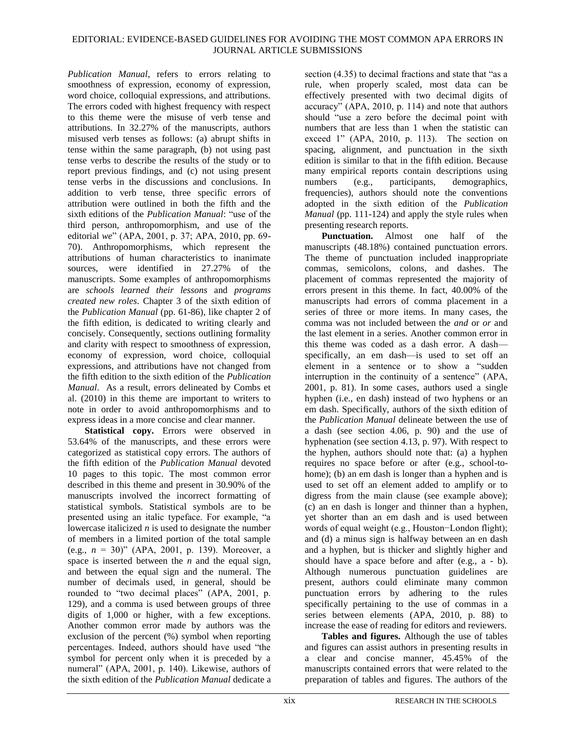*Publication Manual*, refers to errors relating to smoothness of expression, economy of expression, word choice, colloquial expressions, and attributions. The errors coded with highest frequency with respect to this theme were the misuse of verb tense and attributions. In 32.27% of the manuscripts, authors misused verb tenses as follows: (a) abrupt shifts in tense within the same paragraph, (b) not using past tense verbs to describe the results of the study or to report previous findings, and (c) not using present tense verbs in the discussions and conclusions. In addition to verb tense, three specific errors of attribution were outlined in both the fifth and the sixth editions of the *Publication Manual*: "use of the third person, anthropomorphism, and use of the editorial *we*" (APA, 2001, p. 37; APA, 2010, pp. 69-70). Anthropomorphisms, which represent the attributions of human characteristics to inanimate sources, were identified in 27.27% of the manuscripts. Some examples of anthropomorphisms are *schools learned their lessons* and *programs created new roles*. Chapter 3 of the sixth edition of the *Publication Manual* (pp. 61-86), like chapter 2 of the fifth edition, is dedicated to writing clearly and concisely. Consequently, sections outlining formality and clarity with respect to smoothness of expression, economy of expression, word choice, colloquial expressions, and attributions have not changed from the fifth edition to the sixth edition of the *Publication Manual*. As a result, errors delineated by Combs et al. (2010) in this theme are important to writers to note in order to avoid anthropomorphisms and to express ideas in a more concise and clear manner.

**Statistical copy.** Errors were observed in 53.64% of the manuscripts, and these errors were categorized as statistical copy errors. The authors of the fifth edition of the *Publication Manual* devoted 10 pages to this topic. The most common error described in this theme and present in 30.90% of the manuscripts involved the incorrect formatting of statistical symbols. Statistical symbols are to be presented using an italic typeface. For example, "a lowercase italicized *n* is used to designate the number of members in a limited portion of the total sample (e.g., $n = 30$)" (APA, 2001, p. 139). Moreover, a space is inserted between the *n* and the equal sign, and between the equal sign and the numeral. The number of decimals used, in general, should be rounded to "two decimal places" (APA, 2001, p. 129), and a comma is used between groups of three digits of 1,000 or higher, with a few exceptions. Another common error made by authors was the exclusion of the percent (%) symbol when reporting percentages. Indeed, authors should have used "the symbol for percent only when it is preceded by a numeral" (APA, 2001, p. 140). Likewise, authors of the sixth edition of the *Publication Manual* dedicate a section (4.35) to decimal fractions and state that "as a rule, when properly scaled, most data can be effectively presented with two decimal digits of accuracy" (APA, 2010, p. 114) and note that authors should "use a zero before the decimal point with numbers that are less than 1 when the statistic can exceed 1" (APA, 2010, p. 113). The section on spacing, alignment, and punctuation in the sixth edition is similar to that in the fifth edition. Because many empirical reports contain descriptions using numbers (e.g., participants, demographics, frequencies), authors should note the conventions adopted in the sixth edition of the *Publication Manual* (pp. 111-124) and apply the style rules when presenting research reports.

**Punctuation.** Almost one half of the manuscripts (48.18%) contained punctuation errors. The theme of punctuation included inappropriate commas, semicolons, colons, and dashes. The placement of commas represented the majority of errors present in this theme. In fact, 40.00% of the manuscripts had errors of comma placement in a series of three or more items. In many cases, the comma was not included between the *and* or *or* and the last element in a series. Another common error in this theme was coded as a dash error. A dash—specifically, an em dash—is used to set off an element in a sentence or to show a "sudden interruption in the continuity of a sentence" (APA, 2001, p. 81). In some cases, authors used a single hyphen (i.e., en dash) instead of two hyphens or an em dash. Specifically, authors of the sixth edition of the *Publication Manual* delineate between the use of a dash (see section 4.06, p. 90) and the use of hyphenation (see section 4.13, p. 97). With respect to the hyphen, authors should note that: (a) a hyphen requires no space before or after (e.g., school-to-home); (b) an em dash is longer than a hyphen and is used to set off an element added to amplify or to digress from the main clause (see example above); (c) an en dash is longer and thinner than a hyphen, yet shorter than an em dash and is used between words of equal weight (e.g., Houston−London flight); and (d) a minus sign is halfway between an en dash and a hyphen, but is thicker and slightly higher and should have a space before and after (e.g., a - b). Although numerous punctuation guidelines are present, authors could eliminate many common punctuation errors by adhering to the rules specifically pertaining to the use of commas in a series between elements (APA, 2010, p. 88) to increase the ease of reading for editors and reviewers.

**Tables and figures.** Although the use of tables and figures can assist authors in presenting results in a clear and concise manner, 45.45% of the manuscripts contained errors that were related to the preparation of tables and figures. The authors of the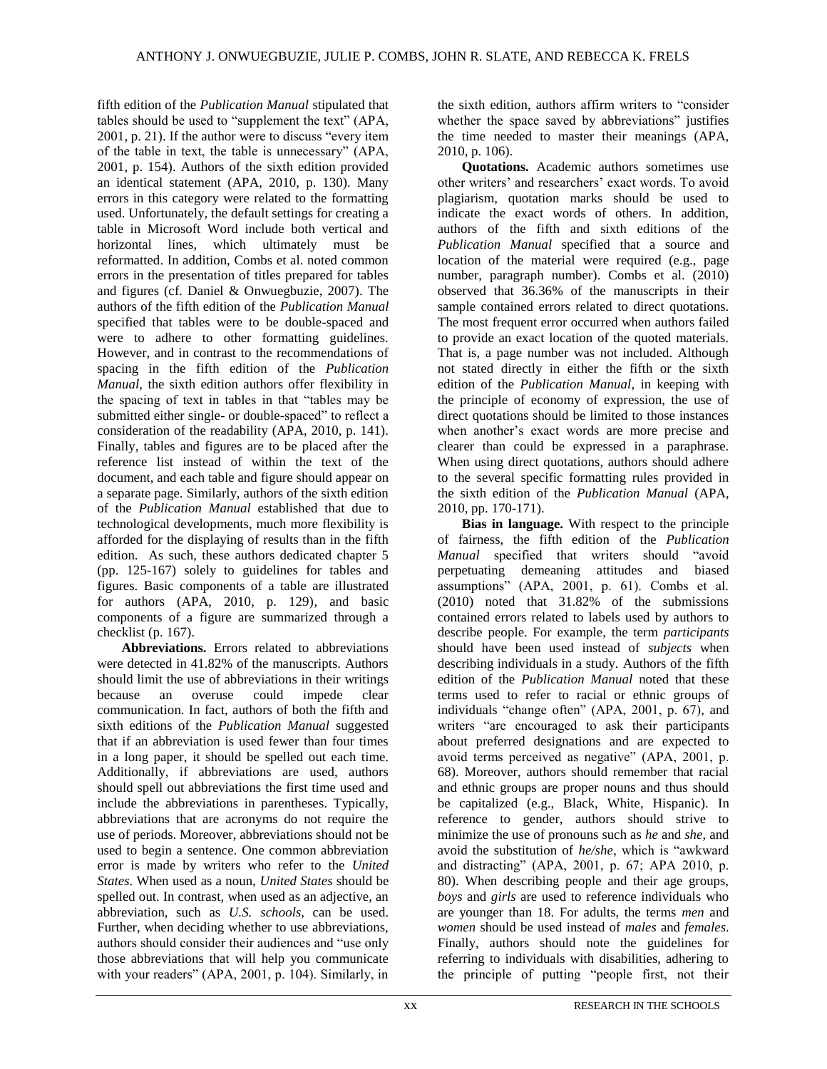fifth edition of the *Publication Manual* stipulated that tables should be used to "supplement the text" (APA, 2001, p. 21). If the author were to discuss "every item of the table in text, the table is unnecessary" (APA, 2001, p. 154). Authors of the sixth edition provided an identical statement (APA, 2010, p. 130). Many errors in this category were related to the formatting used. Unfortunately, the default settings for creating a table in Microsoft Word include both vertical and horizontal lines, which ultimately must be reformatted. In addition, Combs et al. noted common errors in the presentation of titles prepared for tables and figures (cf. Daniel & Onwuegbuzie, 2007). The authors of the fifth edition of the *Publication Manual* specified that tables were to be double-spaced and were to adhere to other formatting guidelines. However, and in contrast to the recommendations of spacing in the fifth edition of the *Publication Manual*, the sixth edition authors offer flexibility in the spacing of text in tables in that "tables may be submitted either single- or double-spaced" to reflect a consideration of the readability (APA, 2010, p. 141). Finally, tables and figures are to be placed after the reference list instead of within the text of the document, and each table and figure should appear on a separate page. Similarly, authors of the sixth edition of the *Publication Manual* established that due to technological developments, much more flexibility is afforded for the displaying of results than in the fifth edition. As such, these authors dedicated chapter 5 (pp. 125-167) solely to guidelines for tables and figures. Basic components of a table are illustrated for authors (APA, 2010, p. 129), and basic components of a figure are summarized through a checklist (p. 167).

**Abbreviations.** Errors related to abbreviations were detected in 41.82% of the manuscripts. Authors should limit the use of abbreviations in their writings because an overuse could impede clear communication. In fact, authors of both the fifth and sixth editions of the *Publication Manual* suggested that if an abbreviation is used fewer than four times in a long paper, it should be spelled out each time. Additionally, if abbreviations are used, authors should spell out abbreviations the first time used and include the abbreviations in parentheses. Typically, abbreviations that are acronyms do not require the use of periods. Moreover, abbreviations should not be used to begin a sentence. One common abbreviation error is made by writers who refer to the *United States*. When used as a noun, *United States* should be spelled out. In contrast, when used as an adjective, an abbreviation, such as *U.S. schools*, can be used. Further, when deciding whether to use abbreviations, authors should consider their audiences and "use only those abbreviations that will help you communicate with your readers" (APA, 2001, p. 104). Similarly, in the sixth edition, authors affirm writers to "consider whether the space saved by abbreviations" justifies the time needed to master their meanings (APA, 2010, p. 106).

**Quotations.** Academic authors sometimes use other writers' and researchers' exact words. To avoid plagiarism, quotation marks should be used to indicate the exact words of others. In addition, authors of the fifth and sixth editions of the *Publication Manual* specified that a source and location of the material were required (e.g., page number, paragraph number). Combs et al. (2010) observed that 36.36% of the manuscripts in their sample contained errors related to direct quotations. The most frequent error occurred when authors failed to provide an exact location of the quoted materials. That is, a page number was not included. Although not stated directly in either the fifth or the sixth edition of the *Publication Manual*, in keeping with the principle of economy of expression, the use of direct quotations should be limited to those instances when another's exact words are more precise and clearer than could be expressed in a paraphrase. When using direct quotations, authors should adhere to the several specific formatting rules provided in the sixth edition of the *Publication Manual* (APA, 2010, pp. 170-171).

**Bias in language.** With respect to the principle of fairness, the fifth edition of the *Publication Manual* specified that writers should "avoid perpetuating demeaning attitudes and biased assumptions" (APA, 2001, p. 61). Combs et al. (2010) noted that 31.82% of the submissions contained errors related to labels used by authors to describe people. For example, the term *participants* should have been used instead of *subjects* when describing individuals in a study. Authors of the fifth edition of the *Publication Manual* noted that these terms used to refer to racial or ethnic groups of individuals "change often" (APA, 2001, p. 67), and writers "are encouraged to ask their participants about preferred designations and are expected to avoid terms perceived as negative" (APA, 2001, p. 68). Moreover, authors should remember that racial and ethnic groups are proper nouns and thus should be capitalized (e.g., Black, White, Hispanic). In reference to gender, authors should strive to minimize the use of pronouns such as *he* and *she*, and avoid the substitution of *he/she*, which is "awkward and distracting" (APA, 2001, p. 67; APA 2010, p. 80). When describing people and their age groups, *boys* and *girls* are used to reference individuals who are younger than 18. For adults, the terms *men* and *women* should be used instead of *males* and *females*. Finally, authors should note the guidelines for referring to individuals with disabilities, adhering to the principle of putting "people first, not their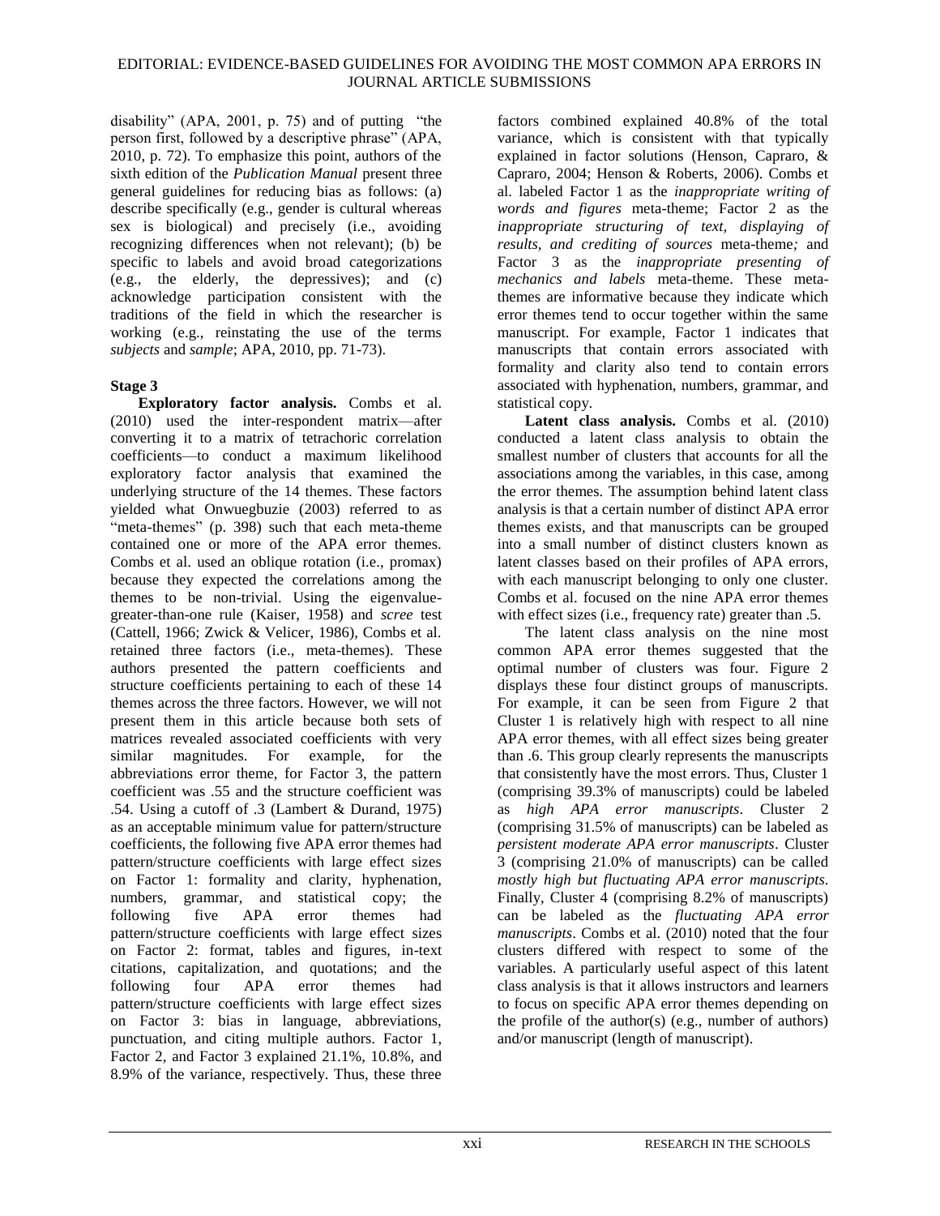disability" (APA, 2001, p. 75) and of putting "the person first, followed by a descriptive phrase" (APA, 2010, p. 72). To emphasize this point, authors of the sixth edition of the *Publication Manual* present three general guidelines for reducing bias as follows: (a) describe specifically (e.g., gender is cultural whereas sex is biological) and precisely (i.e., avoiding recognizing differences when not relevant); (b) be specific to labels and avoid broad categorizations (e.g., the elderly, the depressives); and (c) acknowledge participation consistent with the traditions of the field in which the researcher is working (e.g., reinstating the use of the terms *subjects* and *sample*; APA, 2010, pp. 71-73).

### Stage 3

**Exploratory factor analysis.** Combs et al. (2010) used the inter-respondent matrix—after converting it to a matrix of tetrachoric correlation coefficients—to conduct a maximum likelihood exploratory factor analysis that examined the underlying structure of the 14 themes. These factors yielded what Onwuegbuzie (2003) referred to as "meta-themes" (p. 398) such that each meta-theme contained one or more of the APA error themes. Combs et al. used an oblique rotation (i.e., promax) because they expected the correlations among the themes to be non-trivial. Using the eigenvalue-greater-than-one rule (Kaiser, 1958) and *scree* test (Cattell, 1966; Zwick & Velicer, 1986), Combs et al. retained three factors (i.e., meta-themes). These authors presented the pattern coefficients and structure coefficients pertaining to each of these 14 themes across the three factors. However, we will not present them in this article because both sets of matrices revealed associated coefficients with very similar magnitudes. For example, for the abbreviations error theme, for Factor 3, the pattern coefficient was .55 and the structure coefficient was .54. Using a cutoff of .3 (Lambert & Durand, 1975) as an acceptable minimum value for pattern/structure coefficients, the following five APA error themes had pattern/structure coefficients with large effect sizes on Factor 1: formality and clarity, hyphenation, numbers, grammar, and statistical copy; the following five APA error themes had pattern/structure coefficients with large effect sizes on Factor 2: format, tables and figures, in-text citations, capitalization, and quotations; and the following four APA error themes had pattern/structure coefficients with large effect sizes on Factor 3: bias in language, abbreviations, punctuation, and citing multiple authors. Factor 1, Factor 2, and Factor 3 explained 21.1%, 10.8%, and 8.9% of the variance, respectively. Thus, these three factors combined explained 40.8% of the total variance, which is consistent with that typically explained in factor solutions (Henson, Capraro, & Capraro, 2004; Henson & Roberts, 2006). Combs et al. labeled Factor 1 as the *inappropriate writing of words and figures* meta-theme; Factor 2 as the *inappropriate structuring of text, displaying of results, and crediting of sources* meta-theme; and Factor 3 as the *inappropriate presenting of mechanics and labels* meta-theme. These meta-themes are informative because they indicate which error themes tend to occur together within the same manuscript. For example, Factor 1 indicates that manuscripts that contain errors associated with formality and clarity also tend to contain errors associated with hyphenation, numbers, grammar, and statistical copy.

**Latent class analysis.** Combs et al. (2010) conducted a latent class analysis to obtain the smallest number of clusters that accounts for all the associations among the variables, in this case, among the error themes. The assumption behind latent class analysis is that a certain number of distinct APA error themes exists, and that manuscripts can be grouped into a small number of distinct clusters known as latent classes based on their profiles of APA errors, with each manuscript belonging to only one cluster. Combs et al. focused on the nine APA error themes with effect sizes (i.e., frequency rate) greater than .5.

The latent class analysis on the nine most common APA error themes suggested that the optimal number of clusters was four. Figure 2 displays these four distinct groups of manuscripts. For example, it can be seen from Figure 2 that Cluster 1 is relatively high with respect to all nine APA error themes, with all effect sizes being greater than .6. This group clearly represents the manuscripts that consistently have the most errors. Thus, Cluster 1 (comprising 39.3% of manuscripts) could be labeled as *high APA error manuscripts*. Cluster 2 (comprising 31.5% of manuscripts) can be labeled as *persistent moderate APA error manuscripts*. Cluster 3 (comprising 21.0% of manuscripts) can be called *mostly high but fluctuating APA error manuscripts*. Finally, Cluster 4 (comprising 8.2% of manuscripts) can be labeled as the *fluctuating APA error manuscripts*. Combs et al. (2010) noted that the four clusters differed with respect to some of the variables. A particularly useful aspect of this latent class analysis is that it allows instructors and learners to focus on specific APA error themes depending on the profile of the author(s) (e.g., number of authors) and/or manuscript (length of manuscript).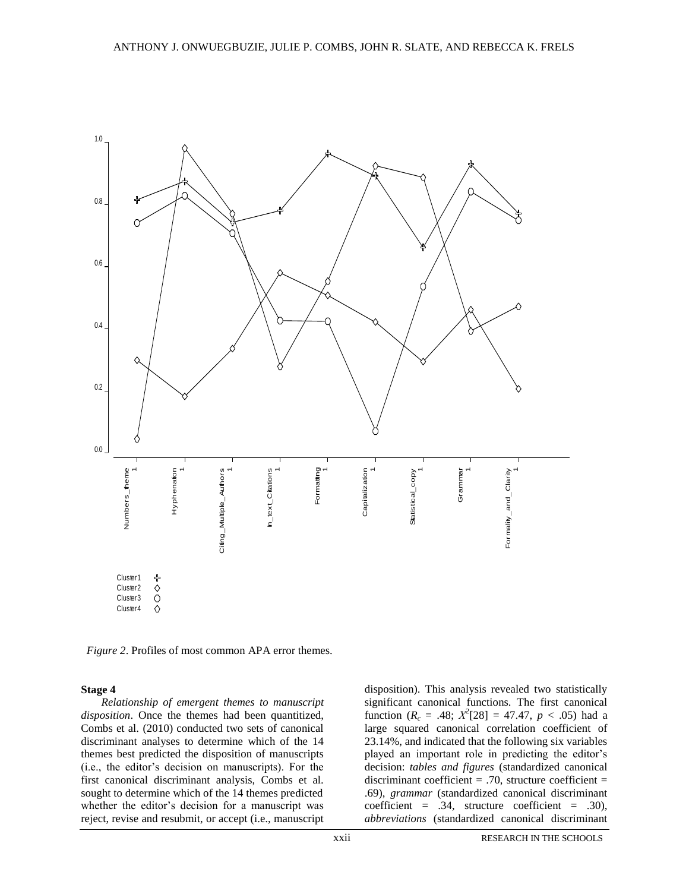*Figure 2*. Profiles of most common APA error themes.

**Stage 4**

*Relationship of emergent themes to manuscript disposition*. Once the themes had been quantitized, Combs et al. (2010) conducted two sets of canonical discriminant analyses to determine which of the 14 themes best predicted the disposition of manuscripts (i.e., the editor's decision on manuscripts). For the first canonical discriminant analysis, Combs et al. sought to determine which of the 14 themes predicted whether the editor's decision for a manuscript was reject, revise and resubmit, or accept (i.e., manuscript disposition). This analysis revealed two statistically significant canonical functions. The first canonical function ($R_c$ = .48; $X^2$[28] = 47.47, $p$ < .05) had a large squared canonical correlation coefficient of 23.14%, and indicated that the following six variables played an important role in predicting the editor's decision: *tables and figures* (standardized canonical discriminant coefficient = .70, structure coefficient = .69), *grammar* (standardized canonical discriminant coefficient = .34, structure coefficient = .30), *abbreviations* (standardized canonical discriminant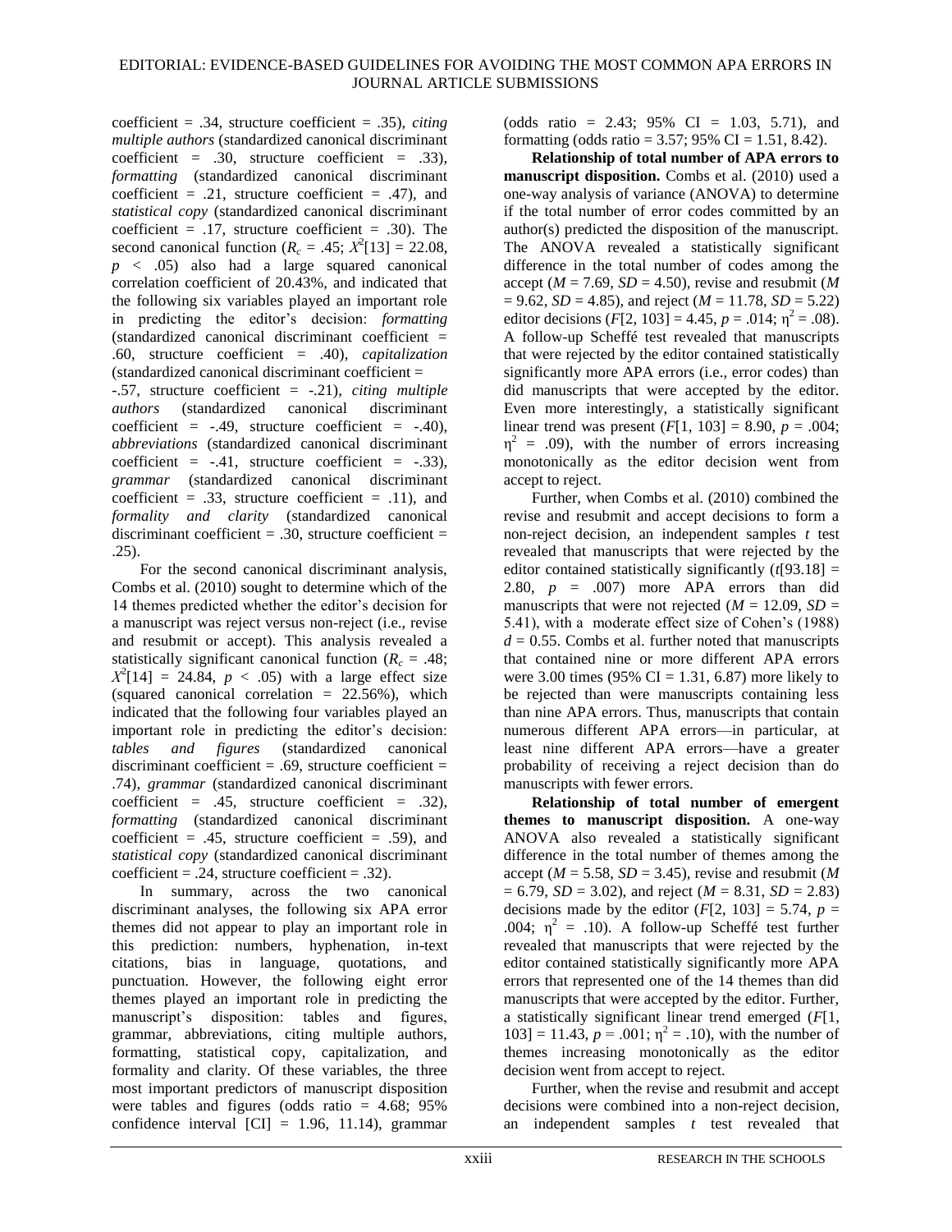coefficient = .34, structure coefficient = .35), *citing multiple authors* (standardized canonical discriminant coefficient = .30, structure coefficient = .33), *formatting* (standardized canonical discriminant coefficient = .21, structure coefficient = .47), and *statistical copy* (standardized canonical discriminant coefficient = .17, structure coefficient = .30). The second canonical function ($R_c$ = .45; $X^2[13] = 22.08$, $p < .05$) also had a large squared canonical correlation coefficient of 20.43%, and indicated that the following six variables played an important role in predicting the editor's decision: *formatting* (standardized canonical discriminant coefficient = .60, structure coefficient = .40), *capitalization* (standardized canonical discriminant coefficient = -.57, structure coefficient = -.21), *citing multiple authors* (standardized canonical discriminant coefficient = -.49, structure coefficient = -.40), *abbreviations* (standardized canonical discriminant coefficient = -.41, structure coefficient = -.33), *grammar* (standardized canonical discriminant coefficient = .33, structure coefficient = .11), and *formality and clarity* (standardized canonical discriminant coefficient = .30, structure coefficient = .25).

For the second canonical discriminant analysis, Combs et al. (2010) sought to determine which of the 14 themes predicted whether the editor's decision for a manuscript was reject versus non-reject (i.e., revise and resubmit or accept). This analysis revealed a statistically significant canonical function ($R_c$ = .48; $X^2[14] = 24.84$, $p < .05$) with a large effect size (squared canonical correlation = 22.56%), which indicated that the following four variables played an important role in predicting the editor's decision: *tables and figures* (standardized canonical discriminant coefficient = .69, structure coefficient = .74), *grammar* (standardized canonical discriminant coefficient = .45, structure coefficient = .32), *formatting* (standardized canonical discriminant coefficient = .45, structure coefficient = .59), and *statistical copy* (standardized canonical discriminant coefficient = .24, structure coefficient = .32).

In summary, across the two canonical discriminant analyses, the following six APA error themes did not appear to play an important role in this prediction: numbers, hyphenation, in-text citations, bias in language, quotations, and punctuation. However, the following eight error themes played an important role in predicting the manuscript's disposition: tables and figures, grammar, abbreviations, citing multiple authors, formatting, statistical copy, capitalization, and formality and clarity. Of these variables, the three most important predictors of manuscript disposition were tables and figures (odds ratio = 4.68; 95% confidence interval [CI] = 1.96, 11.14), grammar (odds ratio = 2.43; 95% CI = 1.03, 5.71), and formatting (odds ratio = 3.57; 95% CI = 1.51, 8.42).

**Relationship of total number of APA errors to manuscript disposition.** Combs et al. (2010) used a one-way analysis of variance (ANOVA) to determine if the total number of error codes committed by an author(s) predicted the disposition of the manuscript. The ANOVA revealed a statistically significant difference in the total number of codes among the accept ($M$ = 7.69, $SD$ = 4.50), revise and resubmit ($M$ = 9.62, $SD$ = 4.85), and reject ($M$ = 11.78, $SD$ = 5.22) editor decisions ($F[2, 103] = 4.45$, $p$ = .014; $\eta^2$ = .08). A follow-up Scheffé test revealed that manuscripts that were rejected by the editor contained statistically significantly more APA errors (i.e., error codes) than did manuscripts that were accepted by the editor. Even more interestingly, a statistically significant linear trend was present ($F[1, 103] = 8.90$, $p$ = .004; $\eta^2$ = .09), with the number of errors increasing monotonically as the editor decision went from accept to reject.

Further, when Combs et al. (2010) combined the revise and resubmit and accept decisions to form a non-reject decision, an independent samples $t$ test revealed that manuscripts that were rejected by the editor contained statistically significantly ($t[93.18] = 2.80$, $p$ = .007) more APA errors than did manuscripts that were not rejected ($M$ = 12.09, $SD$ = 5.41), with a moderate effect size of Cohen's (1988) $d$ = 0.55. Combs et al. further noted that manuscripts that contained nine or more different APA errors were 3.00 times (95% CI = 1.31, 6.87) more likely to be rejected than were manuscripts containing less than nine APA errors. Thus, manuscripts that contain numerous different APA errors—in particular, at least nine different APA errors—have a greater probability of receiving a reject decision than do manuscripts with fewer errors.

**Relationship of total number of emergent themes to manuscript disposition.** A one-way ANOVA also revealed a statistically significant difference in the total number of themes among the accept ($M$ = 5.58, $SD$ = 3.45), revise and resubmit ($M$ = 6.79, $SD$ = 3.02), and reject ($M$ = 8.31, $SD$ = 2.83) decisions made by the editor ($F[2, 103] = 5.74$, $p$ = .004; $\eta^2$ = .10). A follow-up Scheffé test further revealed that manuscripts that were rejected by the editor contained statistically significantly more APA errors that represented one of the 14 themes than did manuscripts that were accepted by the editor. Further, a statistically significant linear trend emerged ($F[1, 103] = 11.43$, $p$ = .001; $\eta^2$ = .10), with the number of themes increasing monotonically as the editor decision went from accept to reject.

Further, when the revise and resubmit and accept decisions were combined into a non-reject decision, an independent samples $t$ test revealed that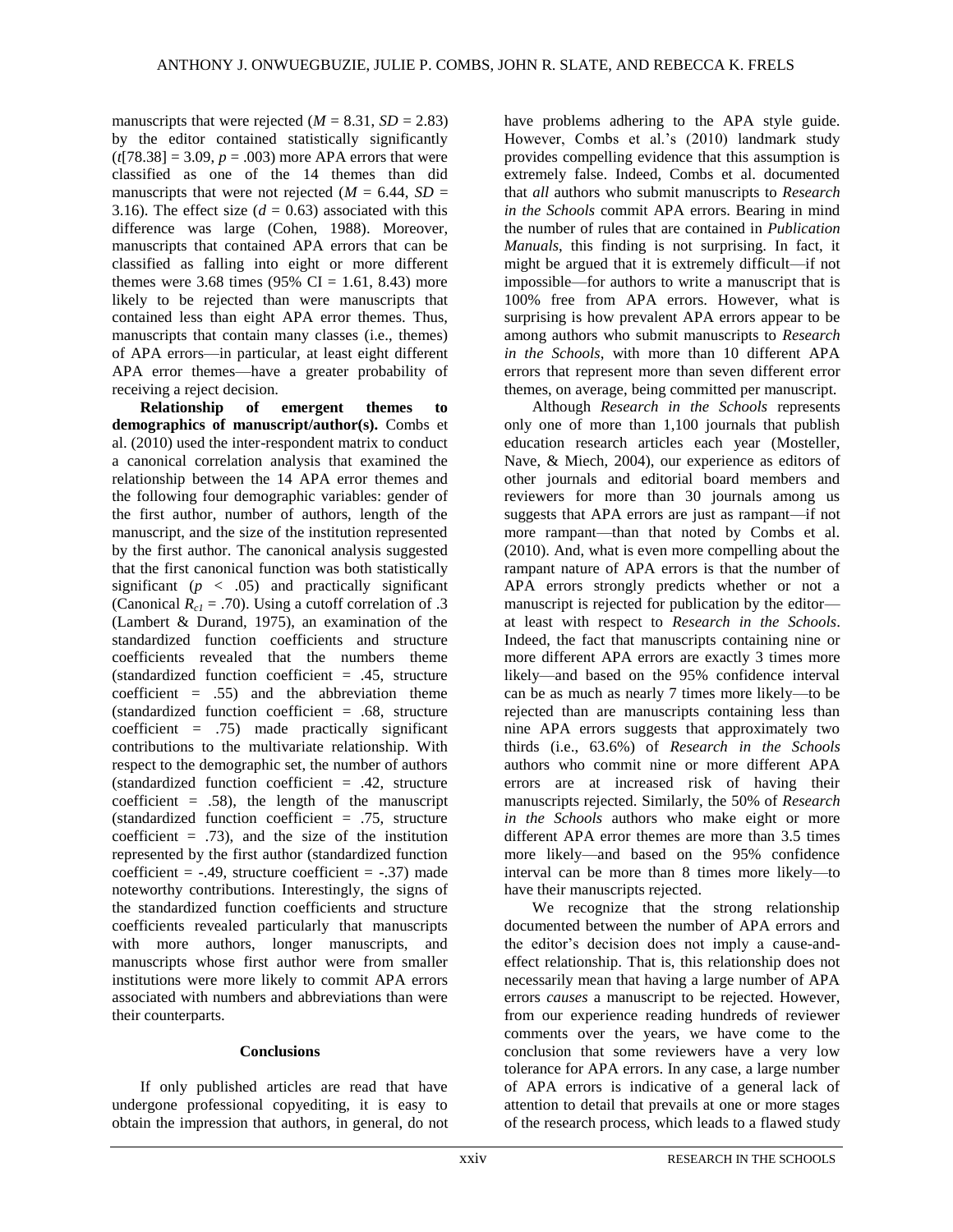manuscripts that were rejected ($M$ = 8.31, $SD$ = 2.83) by the editor contained statistically significantly ($t$[78.38] = 3.09, $p$ = .003) more APA errors that were classified as one of the 14 themes than did manuscripts that were not rejected ($M$ = 6.44, $SD$ = 3.16). The effect size ($d$ = 0.63) associated with this difference was large (Cohen, 1988). Moreover, manuscripts that contained APA errors that can be classified as falling into eight or more different themes were 3.68 times (95% CI = 1.61, 8.43) more likely to be rejected than were manuscripts that contained less than eight APA error themes. Thus, manuscripts that contain many classes (i.e., themes) of APA errors—in particular, at least eight different APA error themes—have a greater probability of receiving a reject decision.

**Relationship of emergent themes to demographics of manuscript/author(s).** Combs et al. (2010) used the inter-respondent matrix to conduct a canonical correlation analysis that examined the relationship between the 14 APA error themes and the following four demographic variables: gender of the first author, number of authors, length of the manuscript, and the size of the institution represented by the first author. The canonical analysis suggested that the first canonical function was both statistically significant ($p$ < .05) and practically significant (Canonical $R_{c1}$ = .70). Using a cutoff correlation of .3 (Lambert & Durand, 1975), an examination of the standardized function coefficients and structure coefficients revealed that the numbers theme (standardized function coefficient = .45, structure coefficient = .55) and the abbreviation theme (standardized function coefficient = .68, structure coefficient = .75) made practically significant contributions to the multivariate relationship. With respect to the demographic set, the number of authors (standardized function coefficient = .42, structure coefficient = .58), the length of the manuscript (standardized function coefficient = .75, structure coefficient = .73), and the size of the institution represented by the first author (standardized function coefficient = -.49, structure coefficient = -.37) made noteworthy contributions. Interestingly, the signs of the standardized function coefficients and structure coefficients revealed particularly that manuscripts with more authors, longer manuscripts, and manuscripts whose first author were from smaller institutions were more likely to commit APA errors associated with numbers and abbreviations than were their counterparts.

## Conclusions

If only published articles are read that have undergone professional copyediting, it is easy to obtain the impression that authors, in general, do not have problems adhering to the APA style guide. However, Combs et al.'s (2010) landmark study provides compelling evidence that this assumption is extremely false. Indeed, Combs et al. documented that *all* authors who submit manuscripts to *Research in the Schools* commit APA errors. Bearing in mind the number of rules that are contained in *Publication Manuals*, this finding is not surprising. In fact, it might be argued that it is extremely difficult—if not impossible—for authors to write a manuscript that is 100% free from APA errors. However, what is surprising is how prevalent APA errors appear to be among authors who submit manuscripts to *Research in the Schools*, with more than 10 different APA errors that represent more than seven different error themes, on average, being committed per manuscript.

Although *Research in the Schools* represents only one of more than 1,100 journals that publish education research articles each year (Mosteller, Nave, & Miech, 2004), our experience as editors of other journals and editorial board members and reviewers for more than 30 journals among us suggests that APA errors are just as rampant—if not more rampant—than that noted by Combs et al. (2010). And, what is even more compelling about the rampant nature of APA errors is that the number of APA errors strongly predicts whether or not a manuscript is rejected for publication by the editor—at least with respect to *Research in the Schools*. Indeed, the fact that manuscripts containing nine or more different APA errors are exactly 3 times more likely—and based on the 95% confidence interval can be as much as nearly 7 times more likely—to be rejected than are manuscripts containing less than nine APA errors suggests that approximately two thirds (i.e., 63.6%) of *Research in the Schools* authors who commit nine or more different APA errors are at increased risk of having their manuscripts rejected. Similarly, the 50% of *Research in the Schools* authors who make eight or more different APA error themes are more than 3.5 times more likely—and based on the 95% confidence interval can be more than 8 times more likely—to have their manuscripts rejected.

We recognize that the strong relationship documented between the number of APA errors and the editor's decision does not imply a cause-and-effect relationship. That is, this relationship does not necessarily mean that having a large number of APA errors *causes* a manuscript to be rejected. However, from our experience reading hundreds of reviewer comments over the years, we have come to the conclusion that some reviewers have a very low tolerance for APA errors. In any case, a large number of APA errors is indicative of a general lack of attention to detail that prevails at one or more stages of the research process, which leads to a flawed study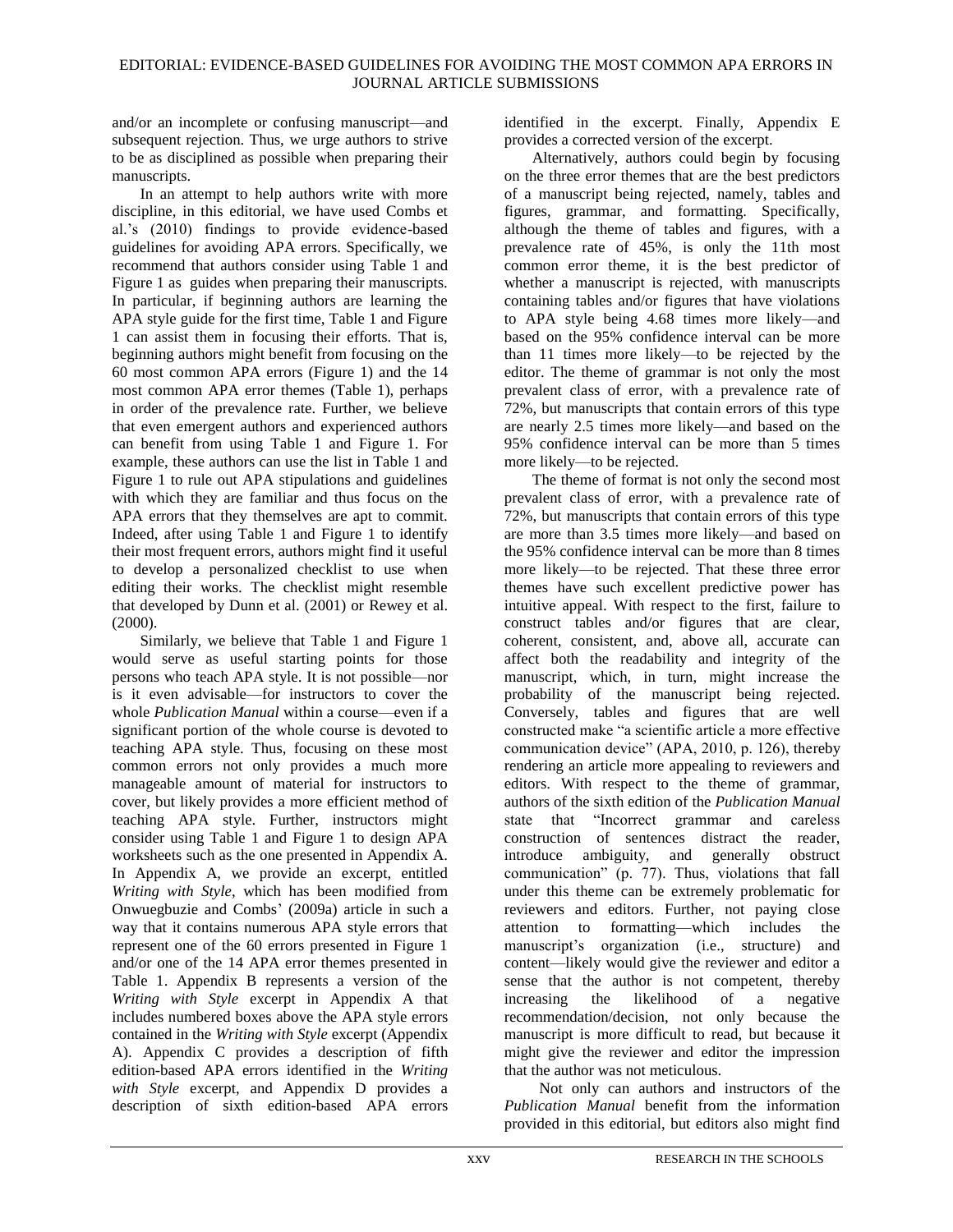and/or an incomplete or confusing manuscript—and subsequent rejection. Thus, we urge authors to strive to be as disciplined as possible when preparing their manuscripts.

In an attempt to help authors write with more discipline, in this editorial, we have used Combs et al.'s (2010) findings to provide evidence-based guidelines for avoiding APA errors. Specifically, we recommend that authors consider using Table 1 and Figure 1 as guides when preparing their manuscripts. In particular, if beginning authors are learning the APA style guide for the first time, Table 1 and Figure 1 can assist them in focusing their efforts. That is, beginning authors might benefit from focusing on the 60 most common APA errors (Figure 1) and the 14 most common APA error themes (Table 1), perhaps in order of the prevalence rate. Further, we believe that even emergent authors and experienced authors can benefit from using Table 1 and Figure 1. For example, these authors can use the list in Table 1 and Figure 1 to rule out APA stipulations and guidelines with which they are familiar and thus focus on the APA errors that they themselves are apt to commit. Indeed, after using Table 1 and Figure 1 to identify their most frequent errors, authors might find it useful to develop a personalized checklist to use when editing their works. The checklist might resemble that developed by Dunn et al. (2001) or Rewey et al. (2000).

Similarly, we believe that Table 1 and Figure 1 would serve as useful starting points for those persons who teach APA style. It is not possible—nor is it even advisable—for instructors to cover the whole *Publication Manual* within a course—even if a significant portion of the whole course is devoted to teaching APA style. Thus, focusing on these most common errors not only provides a much more manageable amount of material for instructors to cover, but likely provides a more efficient method of teaching APA style. Further, instructors might consider using Table 1 and Figure 1 to design APA worksheets such as the one presented in Appendix A. In Appendix A, we provide an excerpt, entitled *Writing with Style*, which has been modified from Onwuegbuzie and Combs' (2009a) article in such a way that it contains numerous APA style errors that represent one of the 60 errors presented in Figure 1 and/or one of the 14 APA error themes presented in Table 1. Appendix B represents a version of the *Writing with Style* excerpt in Appendix A that includes numbered boxes above the APA style errors contained in the *Writing with Style* excerpt (Appendix A). Appendix C provides a description of fifth edition-based APA errors identified in the *Writing with Style* excerpt, and Appendix D provides a description of sixth edition-based APA errors identified in the excerpt. Finally, Appendix E provides a corrected version of the excerpt.

Alternatively, authors could begin by focusing on the three error themes that are the best predictors of a manuscript being rejected, namely, tables and figures, grammar, and formatting. Specifically, although the theme of tables and figures, with a prevalence rate of 45%, is only the 11th most common error theme, it is the best predictor of whether a manuscript is rejected, with manuscripts containing tables and/or figures that have violations to APA style being 4.68 times more likely—and based on the 95% confidence interval can be more than 11 times more likely—to be rejected by the editor. The theme of grammar is not only the most prevalent class of error, with a prevalence rate of 72%, but manuscripts that contain errors of this type are nearly 2.5 times more likely—and based on the 95% confidence interval can be more than 5 times more likely—to be rejected.

The theme of format is not only the second most prevalent class of error, with a prevalence rate of 72%, but manuscripts that contain errors of this type are more than 3.5 times more likely—and based on the 95% confidence interval can be more than 8 times more likely—to be rejected. That these three error themes have such excellent predictive power has intuitive appeal. With respect to the first, failure to construct tables and/or figures that are clear, coherent, consistent, and, above all, accurate can affect both the readability and integrity of the manuscript, which, in turn, might increase the probability of the manuscript being rejected. Conversely, tables and figures that are well constructed make "a scientific article a more effective communication device" (APA, 2010, p. 126), thereby rendering an article more appealing to reviewers and editors. With respect to the theme of grammar, authors of the sixth edition of the *Publication Manual* state that "Incorrect grammar and careless construction of sentences distract the reader, introduce ambiguity, and generally obstruct communication" (p. 77). Thus, violations that fall under this theme can be extremely problematic for reviewers and editors. Further, not paying close attention to formatting—which includes the manuscript's organization (i.e., structure) and content—likely would give the reviewer and editor a sense that the author is not competent, thereby increasing the likelihood of a negative recommendation/decision, not only because the manuscript is more difficult to read, but because it might give the reviewer and editor the impression that the author was not meticulous.

Not only can authors and instructors of the *Publication Manual* benefit from the information provided in this editorial, but editors also might find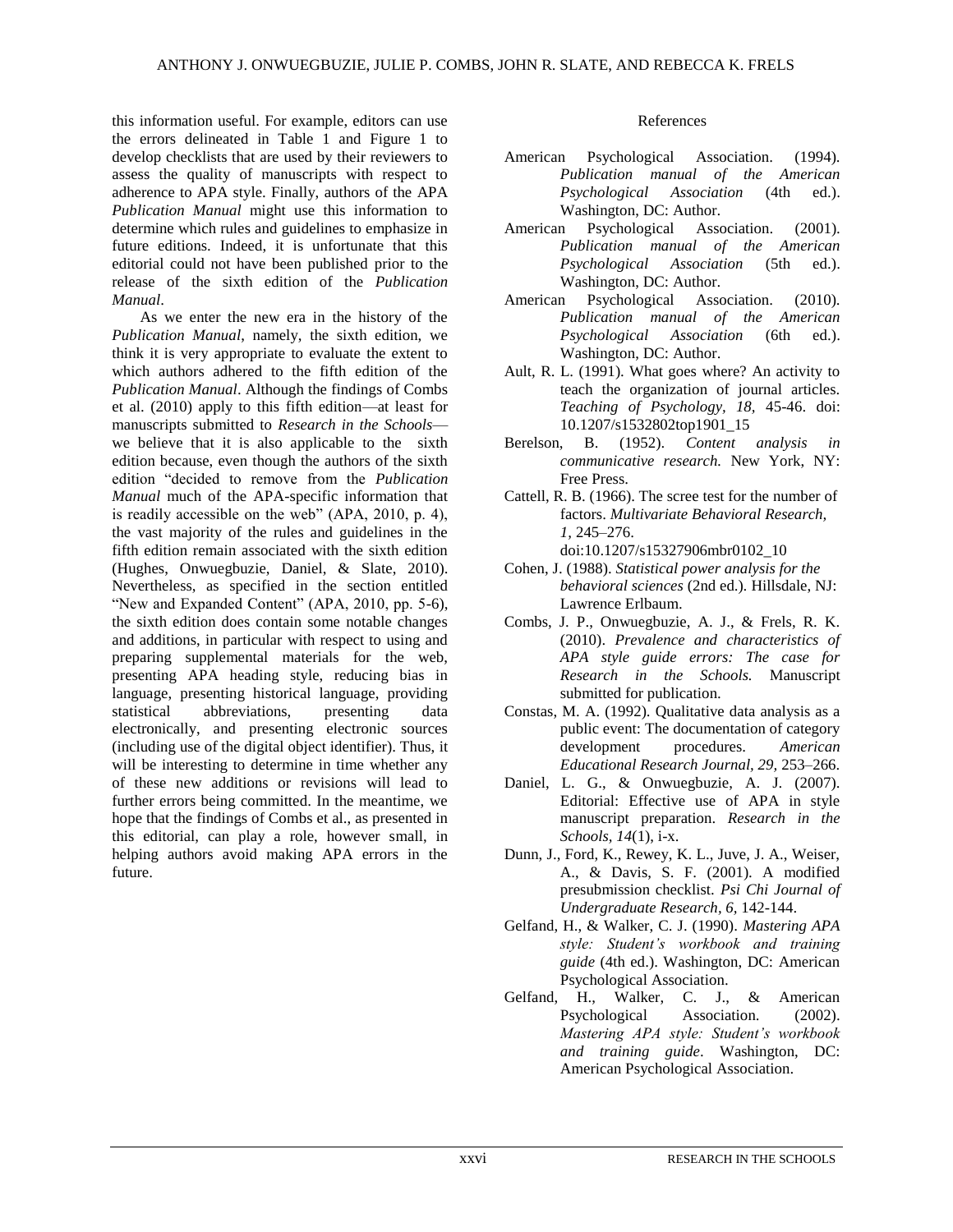this information useful. For example, editors can use the errors delineated in Table 1 and Figure 1 to develop checklists that are used by their reviewers to assess the quality of manuscripts with respect to adherence to APA style. Finally, authors of the APA *Publication Manual* might use this information to determine which rules and guidelines to emphasize in future editions. Indeed, it is unfortunate that this editorial could not have been published prior to the release of the sixth edition of the *Publication Manual*.

As we enter the new era in the history of the *Publication Manual*, namely, the sixth edition, we think it is very appropriate to evaluate the extent to which authors adhered to the fifth edition of the *Publication Manual*. Although the findings of Combs et al. (2010) apply to this fifth edition—at least for manuscripts submitted to *Research in the Schools*—we believe that it is also applicable to the sixth edition because, even though the authors of the sixth edition "decided to remove from the *Publication Manual* much of the APA-specific information that is readily accessible on the web" (APA, 2010, p. 4), the vast majority of the rules and guidelines in the fifth edition remain associated with the sixth edition (Hughes, Onwuegbuzie, Daniel, & Slate, 2010). Nevertheless, as specified in the section entitled "New and Expanded Content" (APA, 2010, pp. 5-6), the sixth edition does contain some notable changes and additions, in particular with respect to using and preparing supplemental materials for the web, presenting APA heading style, reducing bias in language, presenting historical language, providing statistical abbreviations, presenting data electronically, and presenting electronic sources (including use of the digital object identifier). Thus, it will be interesting to determine in time whether any of these new additions or revisions will lead to further errors being committed. In the meantime, we hope that the findings of Combs et al., as presented in this editorial, can play a role, however small, in helping authors avoid making APA errors in the future.

## References

American Psychological Association. (1994). *Publication manual of the American Psychological Association* (4th ed.). Washington, DC: Author.

American Psychological Association. (2001). *Publication manual of the American Psychological Association* (5th ed.). Washington, DC: Author.

American Psychological Association. (2010). *Publication manual of the American Psychological Association* (6th ed.). Washington, DC: Author.

Ault, R. L. (1991). What goes where? An activity to teach the organization of journal articles. *Teaching of Psychology, 18*, 45-46. doi: 10.1207/s1532802top1901_15

Berelson, B. (1952). *Content analysis in communicative research.* New York, NY: Free Press.

Cattell, R. B. (1966). The scree test for the number of factors. *Multivariate Behavioral Research, 1*, 245–276. doi:10.1207/s15327906mbr0102_10

Cohen, J. (1988). *Statistical power analysis for the behavioral sciences* (2nd ed.). Hillsdale, NJ: Lawrence Erlbaum.

Combs, J. P., Onwuegbuzie, A. J., & Frels, R. K. (2010). *Prevalence and characteristics of APA style guide errors: The case for Research in the Schools.* Manuscript submitted for publication.

Constas, M. A. (1992). Qualitative data analysis as a public event: The documentation of category development procedures. *American Educational Research Journal, 29*, 253–266.

Daniel, L. G., & Onwuegbuzie, A. J. (2007). Editorial: Effective use of APA in style manuscript preparation. *Research in the Schools, 14*(1), i-x.

Dunn, J., Ford, K., Rewey, K. L., Juve, J. A., Weiser, A., & Davis, S. F. (2001). A modified presubmission checklist. *Psi Chi Journal of Undergraduate Research, 6*, 142-144.

Gelfand, H., & Walker, C. J. (1990). *Mastering APA style: Student's workbook and training guide* (4th ed.). Washington, DC: American Psychological Association.

Gelfand, H., Walker, C. J., & American Psychological Association. (2002). *Mastering APA style: Student's workbook and training guide*. Washington, DC: American Psychological Association.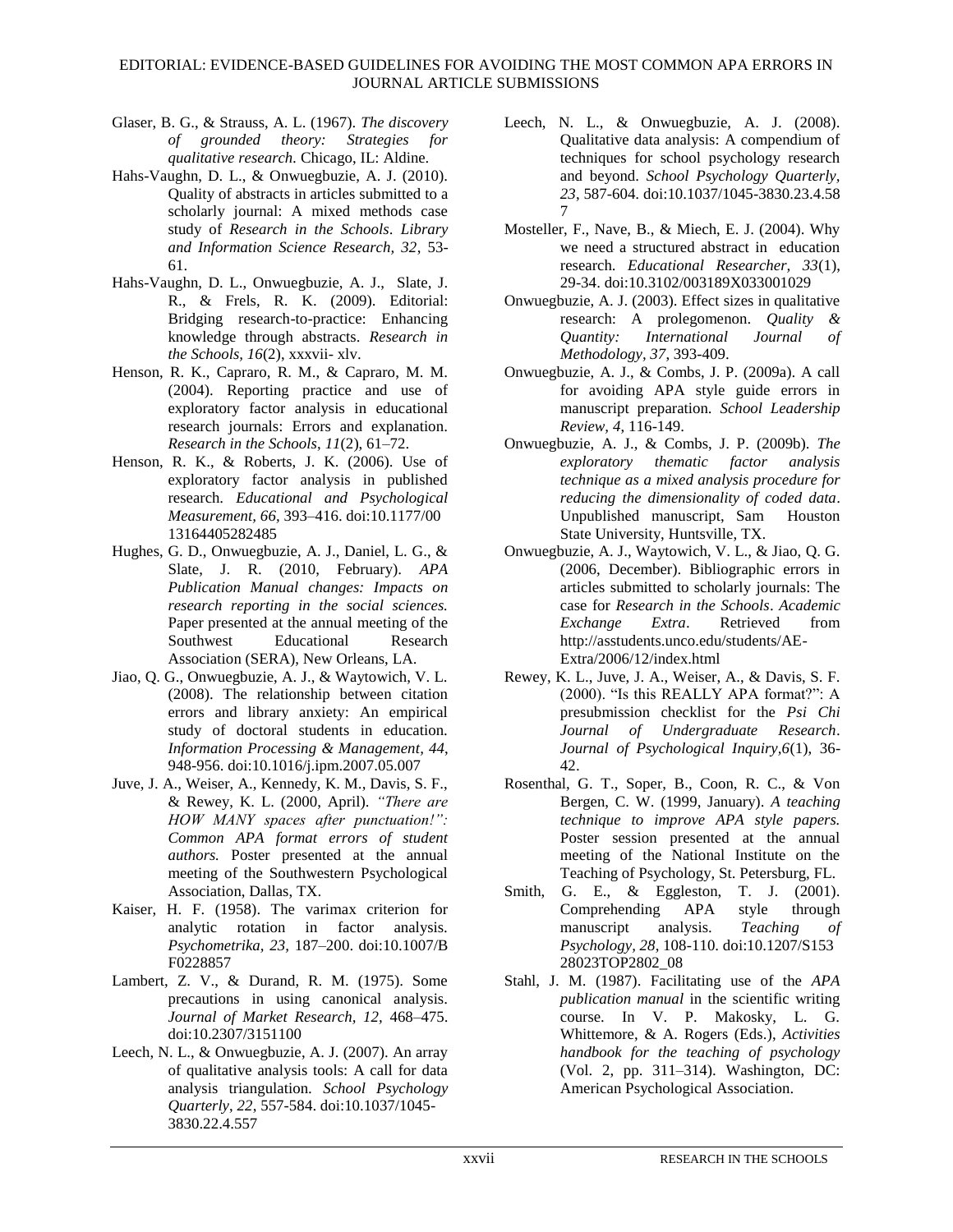Glaser, B. G., & Strauss, A. L. (1967). *The discovery of grounded theory: Strategies for qualitative research*. Chicago, IL: Aldine.

Hahs-Vaughn, D. L., & Onwuegbuzie, A. J. (2010). Quality of abstracts in articles submitted to a scholarly journal: A mixed methods case study of *Research in the Schools*. *Library and Information Science Research, 32*, 53-61.

Hahs-Vaughn, D. L., Onwuegbuzie, A. J., Slate, J. R., & Frels, R. K. (2009). Editorial: Bridging research-to-practice: Enhancing knowledge through abstracts. *Research in the Schools, 16*(2), xxxvii- xlv.

Henson, R. K., Capraro, R. M., & Capraro, M. M. (2004). Reporting practice and use of exploratory factor analysis in educational research journals: Errors and explanation. *Research in the Schools, 11*(2), 61–72.

Henson, R. K., & Roberts, J. K. (2006). Use of exploratory factor analysis in published research. *Educational and Psychological Measurement, 66*, 393–416. doi:10.1177/0013164405282485

Hughes, G. D., Onwuegbuzie, A. J., Daniel, L. G., & Slate, J. R. (2010, February). *APA Publication Manual changes: Impacts on research reporting in the social sciences.* Paper presented at the annual meeting of the Southwest Educational Research Association (SERA), New Orleans, LA.

Jiao, Q. G., Onwuegbuzie, A. J., & Waytowich, V. L. (2008). The relationship between citation errors and library anxiety: An empirical study of doctoral students in education. *Information Processing & Management, 44*, 948-956. doi:10.1016/j.ipm.2007.05.007

Juve, J. A., Weiser, A., Kennedy, K. M., Davis, S. F., & Rewey, K. L. (2000, April). *"There are HOW MANY spaces after punctuation!": Common APA format errors of student authors.* Poster presented at the annual meeting of the Southwestern Psychological Association, Dallas, TX.

Kaiser, H. F. (1958). The varimax criterion for analytic rotation in factor analysis. *Psychometrika, 23*, 187–200. doi:10.1007/BF0228857

Lambert, Z. V., & Durand, R. M. (1975). Some precautions in using canonical analysis. *Journal of Market Research, 12*, 468–475. doi:10.2307/3151100

Leech, N. L., & Onwuegbuzie, A. J. (2007). An array of qualitative analysis tools: A call for data analysis triangulation. *School Psychology Quarterly, 22*, 557-584. doi:10.1037/1045-3830.22.4.557

Leech, N. L., & Onwuegbuzie, A. J. (2008). Qualitative data analysis: A compendium of techniques for school psychology research and beyond. *School Psychology Quarterly, 23*, 587-604. doi:10.1037/1045-3830.23.4.587

Mosteller, F., Nave, B., & Miech, E. J. (2004). Why we need a structured abstract in education research. *Educational Researcher, 33*(1), 29-34. doi:10.3102/003189X033001029

Onwuegbuzie, A. J. (2003). Effect sizes in qualitative research: A prolegomenon. *Quality & Quantity: International Journal of Methodology, 37*, 393-409.

Onwuegbuzie, A. J., & Combs, J. P. (2009a). A call for avoiding APA style guide errors in manuscript preparation. *School Leadership Review, 4*, 116-149.

Onwuegbuzie, A. J., & Combs, J. P. (2009b). *The exploratory thematic factor analysis technique as a mixed analysis procedure for reducing the dimensionality of coded data*. Unpublished manuscript, Sam Houston State University, Huntsville, TX.

Onwuegbuzie, A. J., Waytowich, V. L., & Jiao, Q. G. (2006, December). Bibliographic errors in articles submitted to scholarly journals: The case for *Research in the Schools*. *Academic Exchange Extra*. Retrieved from http://asstudents.unco.edu/students/AE-Extra/2006/12/index.html

Rewey, K. L., Juve, J. A., Weiser, A., & Davis, S. F. (2000). "Is this REALLY APA format?": A presubmission checklist for the *Psi Chi Journal of Undergraduate Research*. *Journal of Psychological Inquiry,6*(1), 36-42.

Rosenthal, G. T., Soper, B., Coon, R. C., & Von Bergen, C. W. (1999, January). *A teaching technique to improve APA style papers.* Poster session presented at the annual meeting of the National Institute on the Teaching of Psychology, St. Petersburg, FL.

Smith, G. E., & Eggleston, T. J. (2001). Comprehending APA style through manuscript analysis. *Teaching of Psychology, 28*, 108-110. doi:10.1207/S15328023TOP2802_08

Stahl, J. M. (1987). Facilitating use of the *APA publication manual* in the scientific writing course. In V. P. Makosky, L. G. Whittemore, & A. Rogers (Eds.), *Activities handbook for the teaching of psychology* (Vol. 2, pp. 311–314). Washington, DC: American Psychological Association.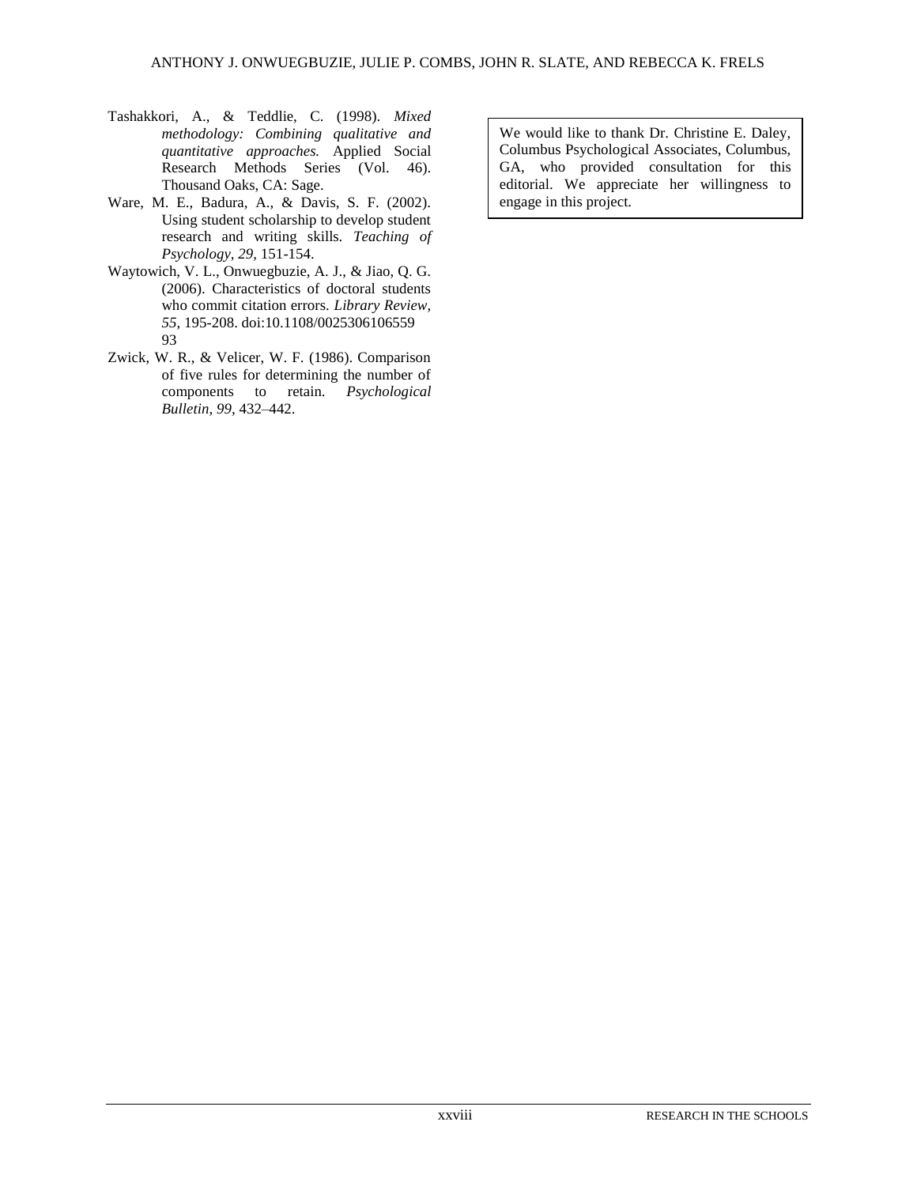Tashakkori, A., & Teddlie, C. (1998). *Mixed methodology: Combining qualitative and quantitative approaches.* Applied Social Research Methods Series (Vol. 46). Thousand Oaks, CA: Sage.

Ware, M. E., Badura, A., & Davis, S. F. (2002). Using student scholarship to develop student research and writing skills. *Teaching of Psychology, 29,* 151-154.

Waytowich, V. L., Onwuegbuzie, A. J., & Jiao, Q. G. (2006). Characteristics of doctoral students who commit citation errors. *Library Review, 55,* 195-208. doi:10.1108/002530610655993

Zwick, W. R., & Velicer, W. F. (1986). Comparison of five rules for determining the number of components to retain. *Psychological Bulletin, 99,* 432–442.

We would like to thank Dr. Christine E. Daley, Columbus Psychological Associates, Columbus, GA, who provided consultation for this editorial. We appreciate her willingness to engage in this project.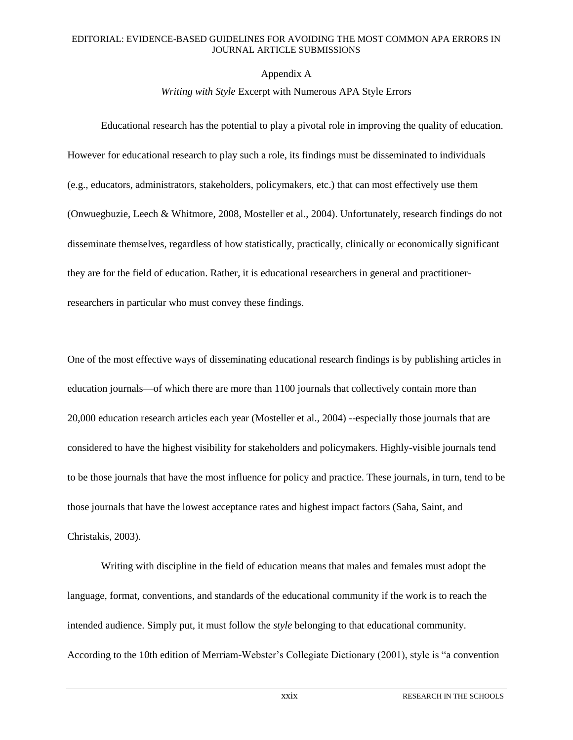Appendix A

*Writing with Style* Excerpt with Numerous APA Style Errors

Educational research has the potential to play a pivotal role in improving the quality of education. However for educational research to play such a role, its findings must be disseminated to individuals (e.g., educators, administrators, stakeholders, policymakers, etc.) that can most effectively use them (Onwuegbuzie, Leech & Whitmore, 2008, Mosteller et al., 2004). Unfortunately, research findings do not disseminate themselves, regardless of how statistically, practically, clinically or economically significant they are for the field of education. Rather, it is educational researchers in general and practitioner-researchers in particular who must convey these findings.

One of the most effective ways of disseminating educational research findings is by publishing articles in education journals—of which there are more than 1100 journals that collectively contain more than 20,000 education research articles each year (Mosteller et al., 2004) --especially those journals that are considered to have the highest visibility for stakeholders and policymakers. Highly-visible journals tend to be those journals that have the most influence for policy and practice. These journals, in turn, tend to be those journals that have the lowest acceptance rates and highest impact factors (Saha, Saint, and Christakis, 2003).

Writing with discipline in the field of education means that males and females must adopt the language, format, conventions, and standards of the educational community if the work is to reach the intended audience. Simply put, it must follow the *style* belonging to that educational community. According to the 10th edition of Merriam-Webster's Collegiate Dictionary (2001), style is "a convention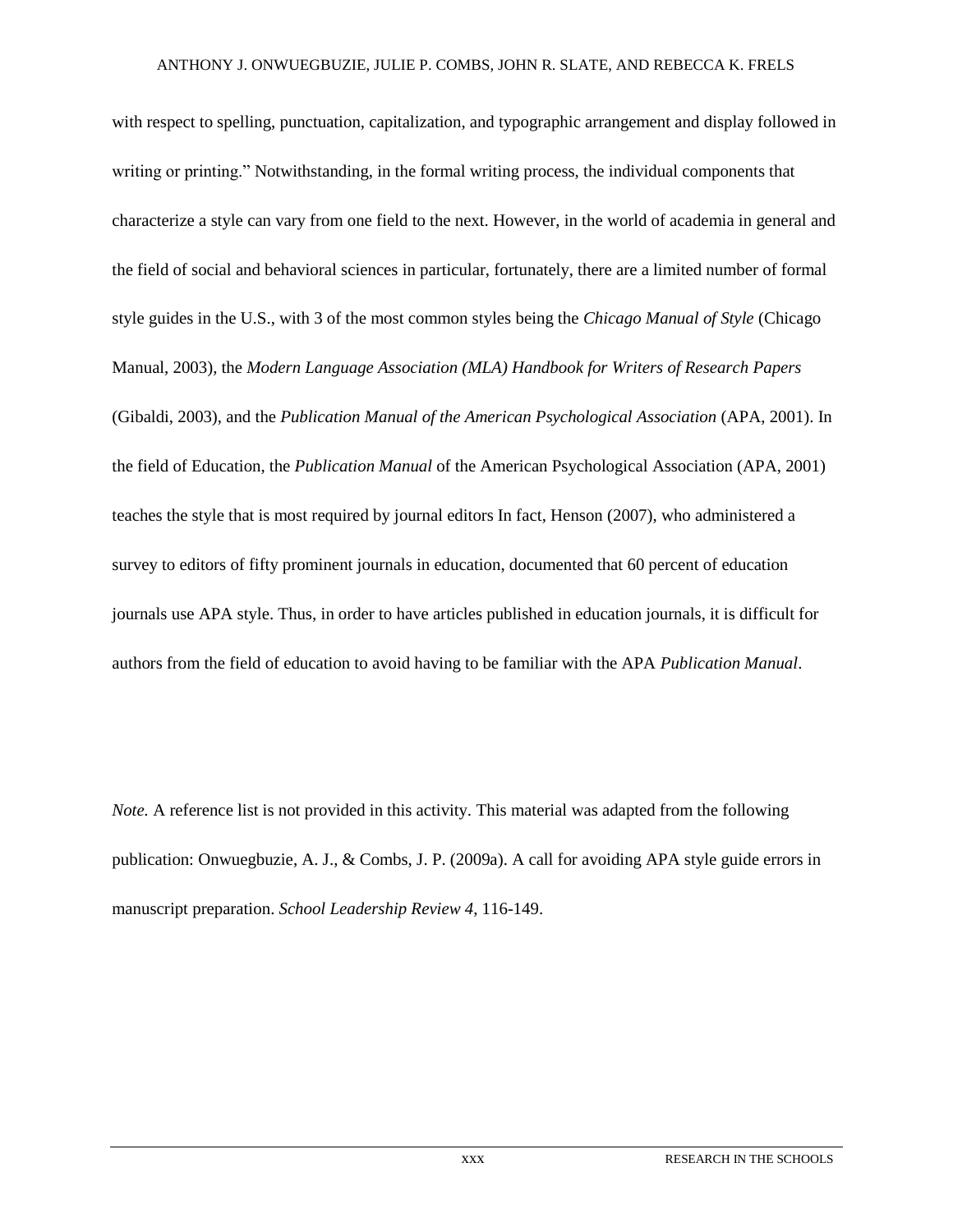with respect to spelling, punctuation, capitalization, and typographic arrangement and display followed in writing or printing." Notwithstanding, in the formal writing process, the individual components that characterize a style can vary from one field to the next. However, in the world of academia in general and the field of social and behavioral sciences in particular, fortunately, there are a limited number of formal style guides in the U.S., with 3 of the most common styles being the *Chicago Manual of Style* (Chicago Manual, 2003), the *Modern Language Association (MLA) Handbook for Writers of Research Papers* (Gibaldi, 2003), and the *Publication Manual of the American Psychological Association* (APA, 2001). In the field of Education, the *Publication Manual* of the American Psychological Association (APA, 2001) teaches the style that is most required by journal editors In fact, Henson (2007), who administered a survey to editors of fifty prominent journals in education, documented that 60 percent of education journals use APA style. Thus, in order to have articles published in education journals, it is difficult for authors from the field of education to avoid having to be familiar with the APA *Publication Manual*.

*Note.* A reference list is not provided in this activity. This material was adapted from the following publication: Onwuegbuzie, A. J., & Combs, J. P. (2009a). A call for avoiding APA style guide errors in manuscript preparation. *School Leadership Review 4*, 116-149.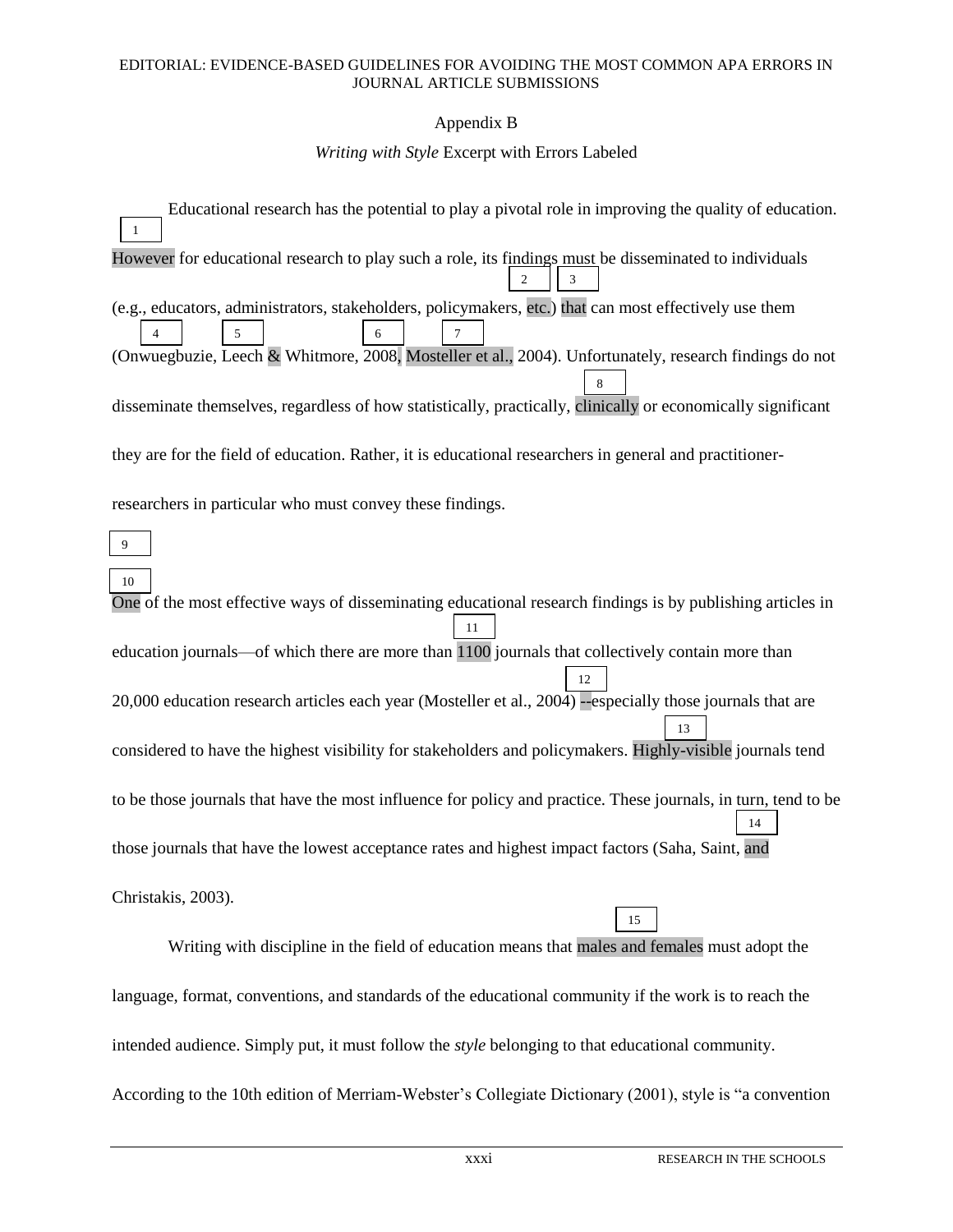## Appendix B

*Writing with Style* Excerpt with Errors Labeled

Educational research has the potential to play a pivotal role in improving the quality of education. [1] However for educational research to play such a role, its findings must be disseminated to individuals (e.g., educators, administrators, stakeholders, policymakers, [2] etc.) [3] that can most effectively use them (Onwuegbuzie, Leech [4] & Whitmore, [5] 2008[6], [7] Mosteller et al., 2004). Unfortunately, research findings do not disseminate themselves, regardless of how statistically, practically, [8] clinically or economically significant they are for the field of education. Rather, it is educational researchers in general and practitioner-researchers in particular who must convey these findings.

[9]

[10] One of the most effective ways of disseminating educational research findings is by publishing articles in education journals—of which there are more than [11] 1100 journals that collectively contain more than 20,000 education research articles each year (Mosteller et al., 2004) [12] --especially those journals that are considered to have the highest visibility for stakeholders and policymakers. [13] Highly-visible journals tend to be those journals that have the most influence for policy and practice. These journals, in turn, tend to be those journals that have the lowest acceptance rates and highest impact factors (Saha, Saint, [14] and Christakis, 2003).

Writing with discipline in the field of education means that [15] males and females must adopt the language, format, conventions, and standards of the educational community if the work is to reach the intended audience. Simply put, it must follow the *style* belonging to that educational community. According to the 10th edition of Merriam-Webster's Collegiate Dictionary (2001), style is "a convention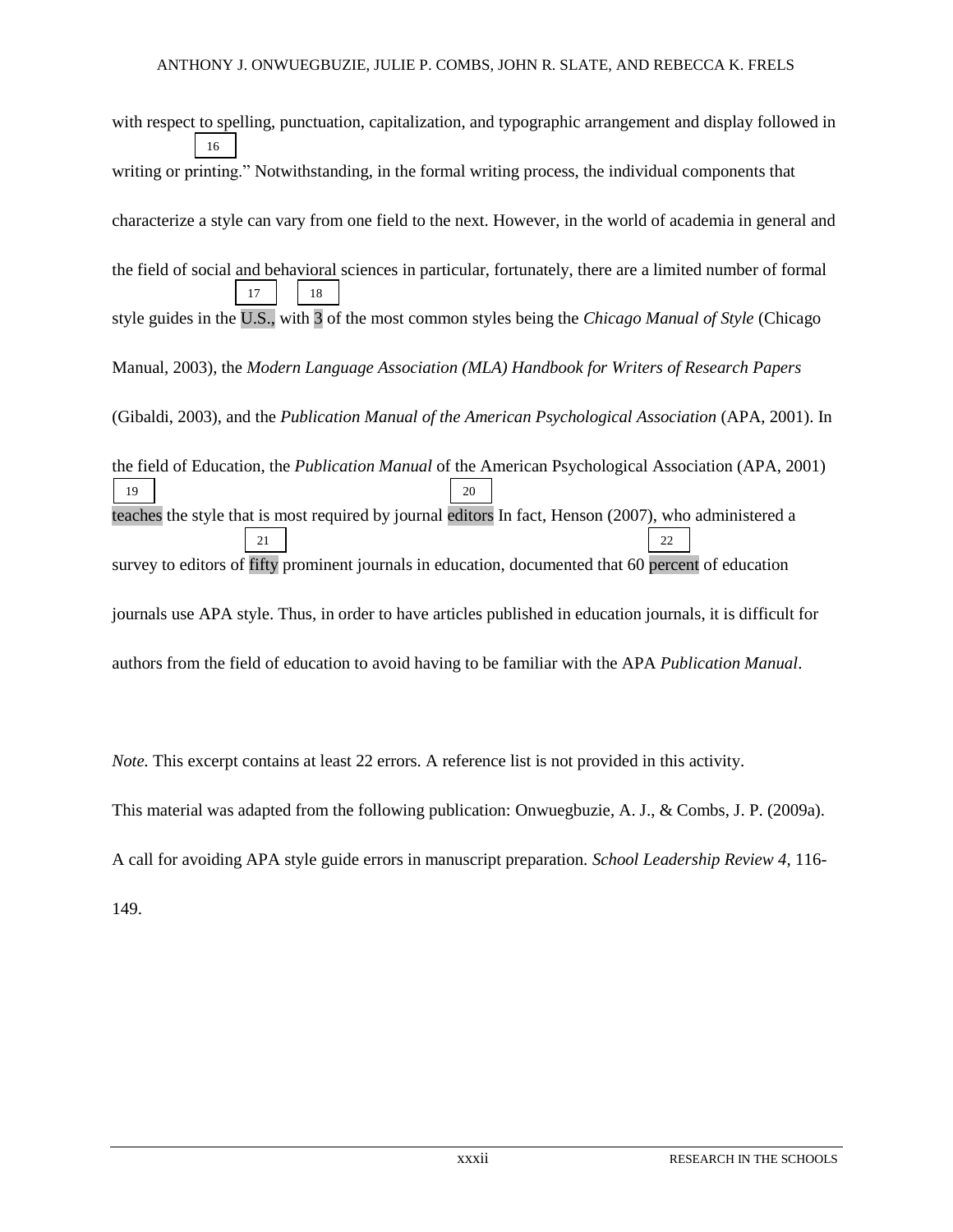with respect to spelling, punctuation, capitalization, and typographic arrangement and display followed in writing or printing." [16] Notwithstanding, in the formal writing process, the individual components that characterize a style can vary from one field to the next. However, in the world of academia in general and the field of social and behavioral sciences in particular, fortunately, there are a limited number of formal style guides in the U.S., [17] with 3 [18] of the most common styles being the *Chicago Manual of Style* (Chicago Manual, 2003), the *Modern Language Association (MLA) Handbook for Writers of Research Papers* (Gibaldi, 2003), and the *Publication Manual of the American Psychological Association* (APA, 2001). In the field of Education, the *Publication Manual* of the American Psychological Association (APA, 2001) teaches [19] the style that is most required by journal editors [20] In fact, Henson (2007), who administered a survey to editors of fifty [21] prominent journals in education, documented that 60 percent [22] of education journals use APA style. Thus, in order to have articles published in education journals, it is difficult for authors from the field of education to avoid having to be familiar with the APA *Publication Manual*.

*Note.* This excerpt contains at least 22 errors. A reference list is not provided in this activity.

This material was adapted from the following publication: Onwuegbuzie, A. J., & Combs, J. P. (2009a). A call for avoiding APA style guide errors in manuscript preparation. *School Leadership Review 4*, 116-149.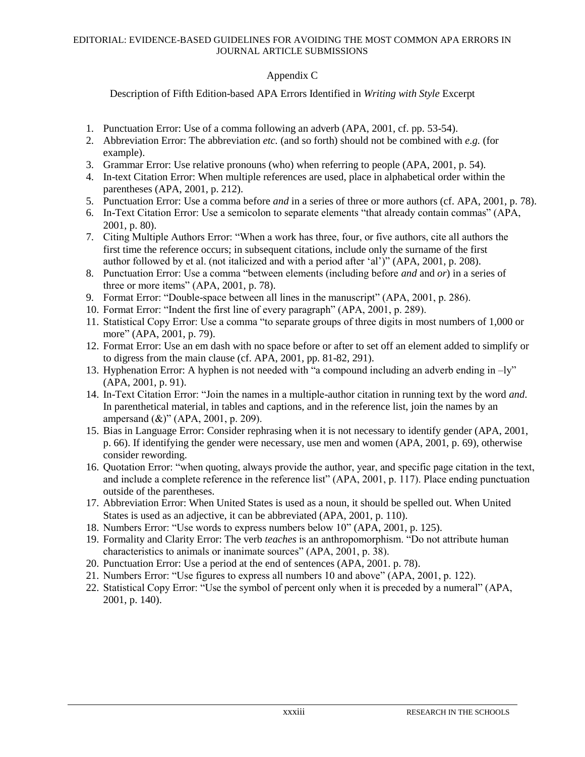## Appendix C

Description of Fifth Edition-based APA Errors Identified in *Writing with Style* Excerpt

1. Punctuation Error: Use of a comma following an adverb (APA, 2001, cf. pp. 53-54).
2. Abbreviation Error: The abbreviation *etc.* (and so forth) should not be combined with *e.g.* (for example).
3. Grammar Error: Use relative pronouns (who) when referring to people (APA, 2001, p. 54).
4. In-text Citation Error: When multiple references are used, place in alphabetical order within the parentheses (APA, 2001, p. 212).
5. Punctuation Error: Use a comma before *and* in a series of three or more authors (cf. APA, 2001, p. 78).
6. In-Text Citation Error: Use a semicolon to separate elements "that already contain commas" (APA, 2001, p. 80).
7. Citing Multiple Authors Error: "When a work has three, four, or five authors, cite all authors the first time the reference occurs; in subsequent citations, include only the surname of the first author followed by et al. (not italicized and with a period after 'al')" (APA, 2001, p. 208).
8. Punctuation Error: Use a comma "between elements (including before *and* and *or*) in a series of three or more items" (APA, 2001, p. 78).
9. Format Error: "Double-space between all lines in the manuscript" (APA, 2001, p. 286).
10. Format Error: "Indent the first line of every paragraph" (APA, 2001, p. 289).
11. Statistical Copy Error: Use a comma "to separate groups of three digits in most numbers of 1,000 or more" (APA, 2001, p. 79).
12. Format Error: Use an em dash with no space before or after to set off an element added to simplify or to digress from the main clause (cf. APA, 2001, pp. 81-82, 291).
13. Hyphenation Error: A hyphen is not needed with "a compound including an adverb ending in –ly" (APA, 2001, p. 91).
14. In-Text Citation Error: "Join the names in a multiple-author citation in running text by the word *and*. In parenthetical material, in tables and captions, and in the reference list, join the names by an ampersand (&)" (APA, 2001, p. 209).
15. Bias in Language Error: Consider rephrasing when it is not necessary to identify gender (APA, 2001, p. 66). If identifying the gender were necessary, use men and women (APA, 2001, p. 69), otherwise consider rewording.
16. Quotation Error: "when quoting, always provide the author, year, and specific page citation in the text, and include a complete reference in the reference list" (APA, 2001, p. 117). Place ending punctuation outside of the parentheses.
17. Abbreviation Error: When United States is used as a noun, it should be spelled out. When United States is used as an adjective, it can be abbreviated (APA, 2001, p. 110).
18. Numbers Error: "Use words to express numbers below 10" (APA, 2001, p. 125).
19. Formality and Clarity Error: The verb *teaches* is an anthropomorphism. "Do not attribute human characteristics to animals or inanimate sources" (APA, 2001, p. 38).
20. Punctuation Error: Use a period at the end of sentences (APA, 2001. p. 78).
21. Numbers Error: "Use figures to express all numbers 10 and above" (APA, 2001, p. 122).
22. Statistical Copy Error: "Use the symbol of percent only when it is preceded by a numeral" (APA, 2001, p. 140).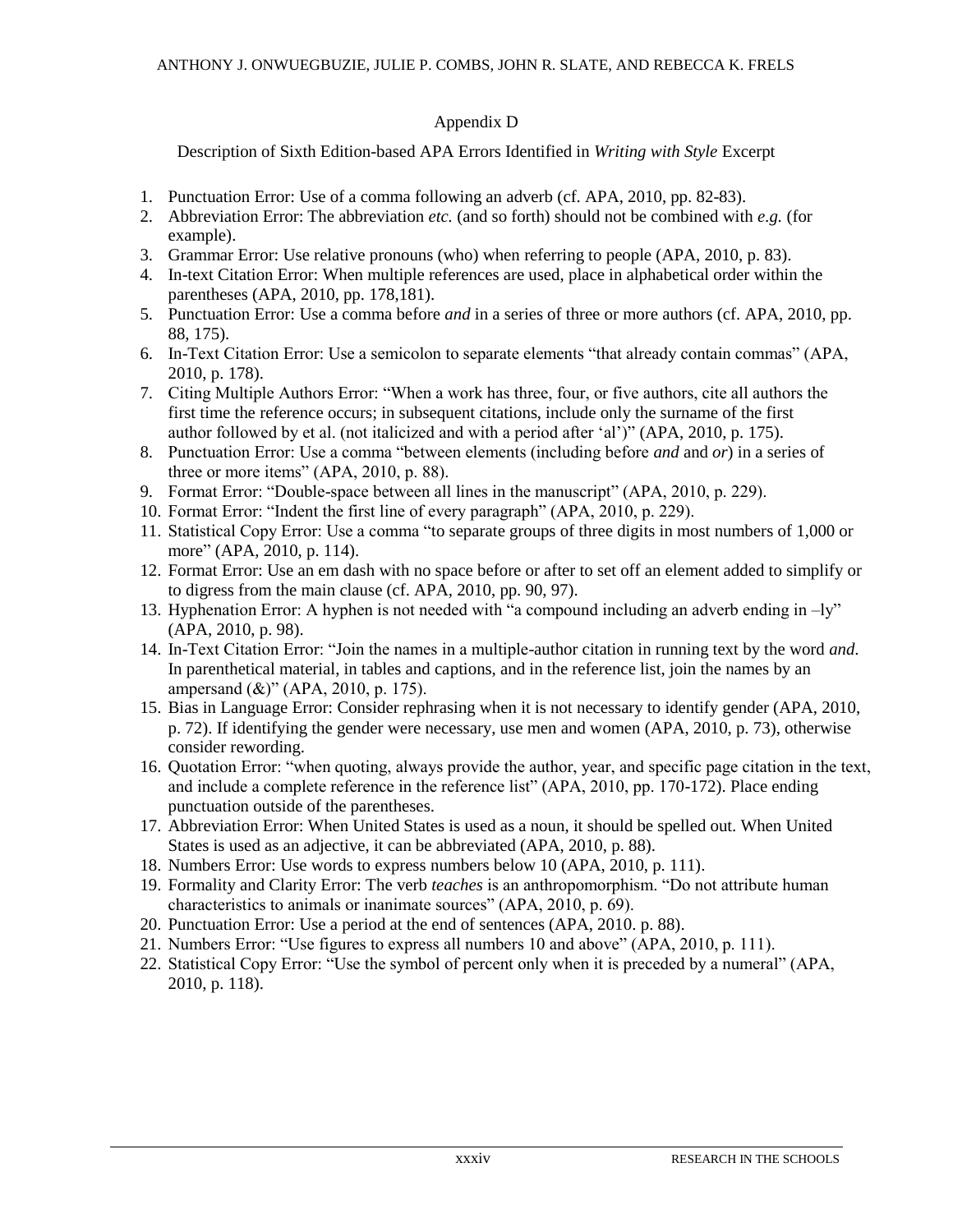## Appendix D

Description of Sixth Edition-based APA Errors Identified in *Writing with Style* Excerpt

1. Punctuation Error: Use of a comma following an adverb (cf. APA, 2010, pp. 82-83).
2. Abbreviation Error: The abbreviation *etc.* (and so forth) should not be combined with *e.g.* (for example).
3. Grammar Error: Use relative pronouns (who) when referring to people (APA, 2010, p. 83).
4. In-text Citation Error: When multiple references are used, place in alphabetical order within the parentheses (APA, 2010, pp. 178,181).
5. Punctuation Error: Use a comma before *and* in a series of three or more authors (cf. APA, 2010, pp. 88, 175).
6. In-Text Citation Error: Use a semicolon to separate elements "that already contain commas" (APA, 2010, p. 178).
7. Citing Multiple Authors Error: "When a work has three, four, or five authors, cite all authors the first time the reference occurs; in subsequent citations, include only the surname of the first author followed by et al. (not italicized and with a period after 'al')" (APA, 2010, p. 175).
8. Punctuation Error: Use a comma "between elements (including before *and* and *or*) in a series of three or more items" (APA, 2010, p. 88).
9. Format Error: "Double-space between all lines in the manuscript" (APA, 2010, p. 229).
10. Format Error: "Indent the first line of every paragraph" (APA, 2010, p. 229).
11. Statistical Copy Error: Use a comma "to separate groups of three digits in most numbers of 1,000 or more" (APA, 2010, p. 114).
12. Format Error: Use an em dash with no space before or after to set off an element added to simplify or to digress from the main clause (cf. APA, 2010, pp. 90, 97).
13. Hyphenation Error: A hyphen is not needed with "a compound including an adverb ending in –ly" (APA, 2010, p. 98).
14. In-Text Citation Error: "Join the names in a multiple-author citation in running text by the word *and*. In parenthetical material, in tables and captions, and in the reference list, join the names by an ampersand (&)" (APA, 2010, p. 175).
15. Bias in Language Error: Consider rephrasing when it is not necessary to identify gender (APA, 2010, p. 72). If identifying the gender were necessary, use men and women (APA, 2010, p. 73), otherwise consider rewording.
16. Quotation Error: "when quoting, always provide the author, year, and specific page citation in the text, and include a complete reference in the reference list" (APA, 2010, pp. 170-172). Place ending punctuation outside of the parentheses.
17. Abbreviation Error: When United States is used as a noun, it should be spelled out. When United States is used as an adjective, it can be abbreviated (APA, 2010, p. 88).
18. Numbers Error: Use words to express numbers below 10 (APA, 2010, p. 111).
19. Formality and Clarity Error: The verb *teaches* is an anthropomorphism. "Do not attribute human characteristics to animals or inanimate sources" (APA, 2010, p. 69).
20. Punctuation Error: Use a period at the end of sentences (APA, 2010. p. 88).
21. Numbers Error: "Use figures to express all numbers 10 and above" (APA, 2010, p. 111).
22. Statistical Copy Error: "Use the symbol of percent only when it is preceded by a numeral" (APA, 2010, p. 118).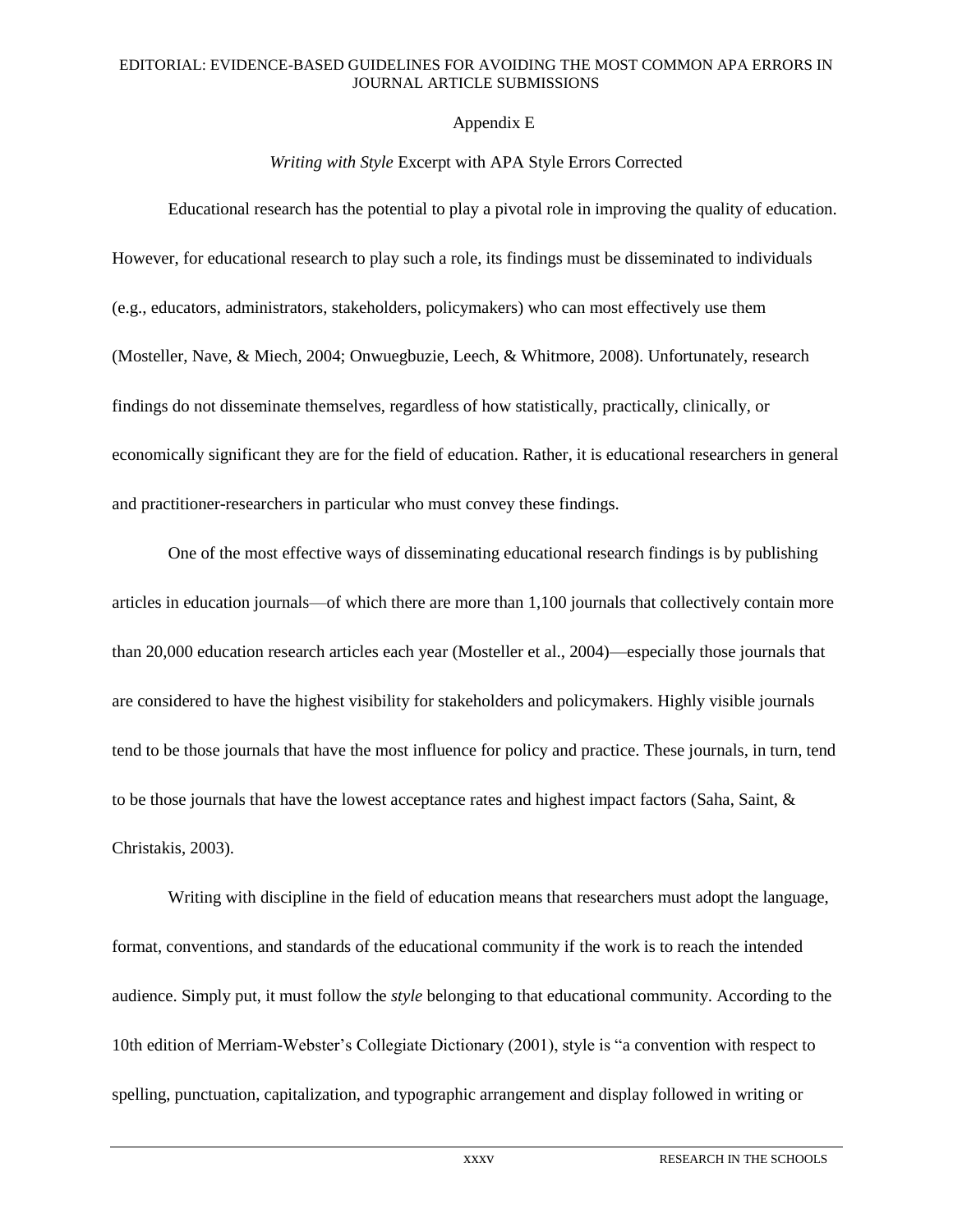## Appendix E

### *Writing with Style* Excerpt with APA Style Errors Corrected

Educational research has the potential to play a pivotal role in improving the quality of education. However, for educational research to play such a role, its findings must be disseminated to individuals (e.g., educators, administrators, stakeholders, policymakers) who can most effectively use them (Mosteller, Nave, & Miech, 2004; Onwuegbuzie, Leech, & Whitmore, 2008). Unfortunately, research findings do not disseminate themselves, regardless of how statistically, practically, clinically, or economically significant they are for the field of education. Rather, it is educational researchers in general and practitioner-researchers in particular who must convey these findings.

One of the most effective ways of disseminating educational research findings is by publishing articles in education journals—of which there are more than 1,100 journals that collectively contain more than 20,000 education research articles each year (Mosteller et al., 2004)—especially those journals that are considered to have the highest visibility for stakeholders and policymakers. Highly visible journals tend to be those journals that have the most influence for policy and practice. These journals, in turn, tend to be those journals that have the lowest acceptance rates and highest impact factors (Saha, Saint, & Christakis, 2003).

Writing with discipline in the field of education means that researchers must adopt the language, format, conventions, and standards of the educational community if the work is to reach the intended audience. Simply put, it must follow the *style* belonging to that educational community. According to the 10th edition of Merriam-Webster's Collegiate Dictionary (2001), style is "a convention with respect to spelling, punctuation, capitalization, and typographic arrangement and display followed in writing or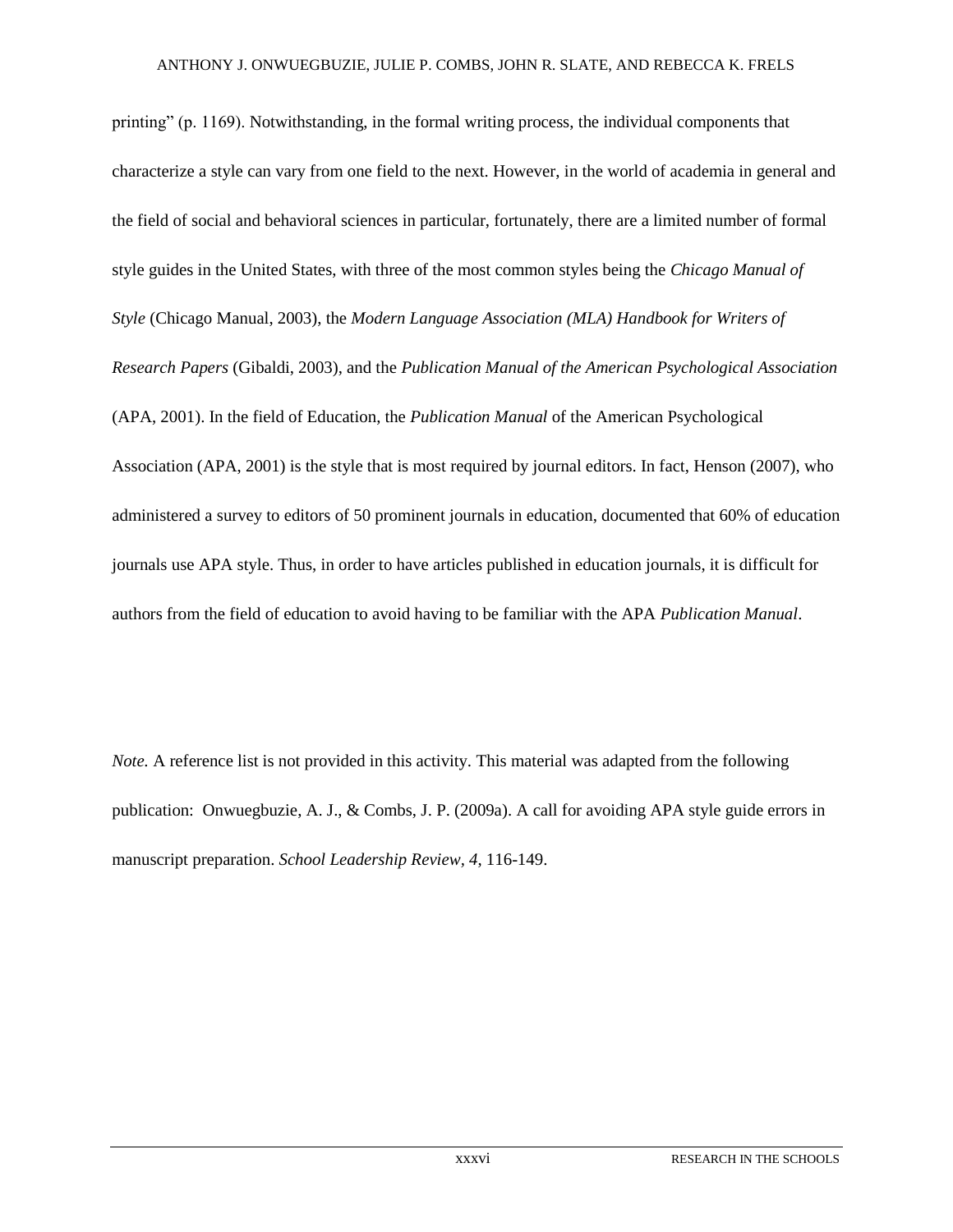printing" (p. 1169). Notwithstanding, in the formal writing process, the individual components that characterize a style can vary from one field to the next. However, in the world of academia in general and the field of social and behavioral sciences in particular, fortunately, there are a limited number of formal style guides in the United States, with three of the most common styles being the *Chicago Manual of Style* (Chicago Manual, 2003), the *Modern Language Association (MLA) Handbook for Writers of Research Papers* (Gibaldi, 2003), and the *Publication Manual of the American Psychological Association* (APA, 2001). In the field of Education, the *Publication Manual* of the American Psychological Association (APA, 2001) is the style that is most required by journal editors. In fact, Henson (2007), who administered a survey to editors of 50 prominent journals in education, documented that 60% of education journals use APA style. Thus, in order to have articles published in education journals, it is difficult for authors from the field of education to avoid having to be familiar with the APA *Publication Manual*.

*Note.* A reference list is not provided in this activity. This material was adapted from the following publication: Onwuegbuzie, A. J., & Combs, J. P. (2009a). A call for avoiding APA style guide errors in manuscript preparation. *School Leadership Review*, *4*, 116-149.